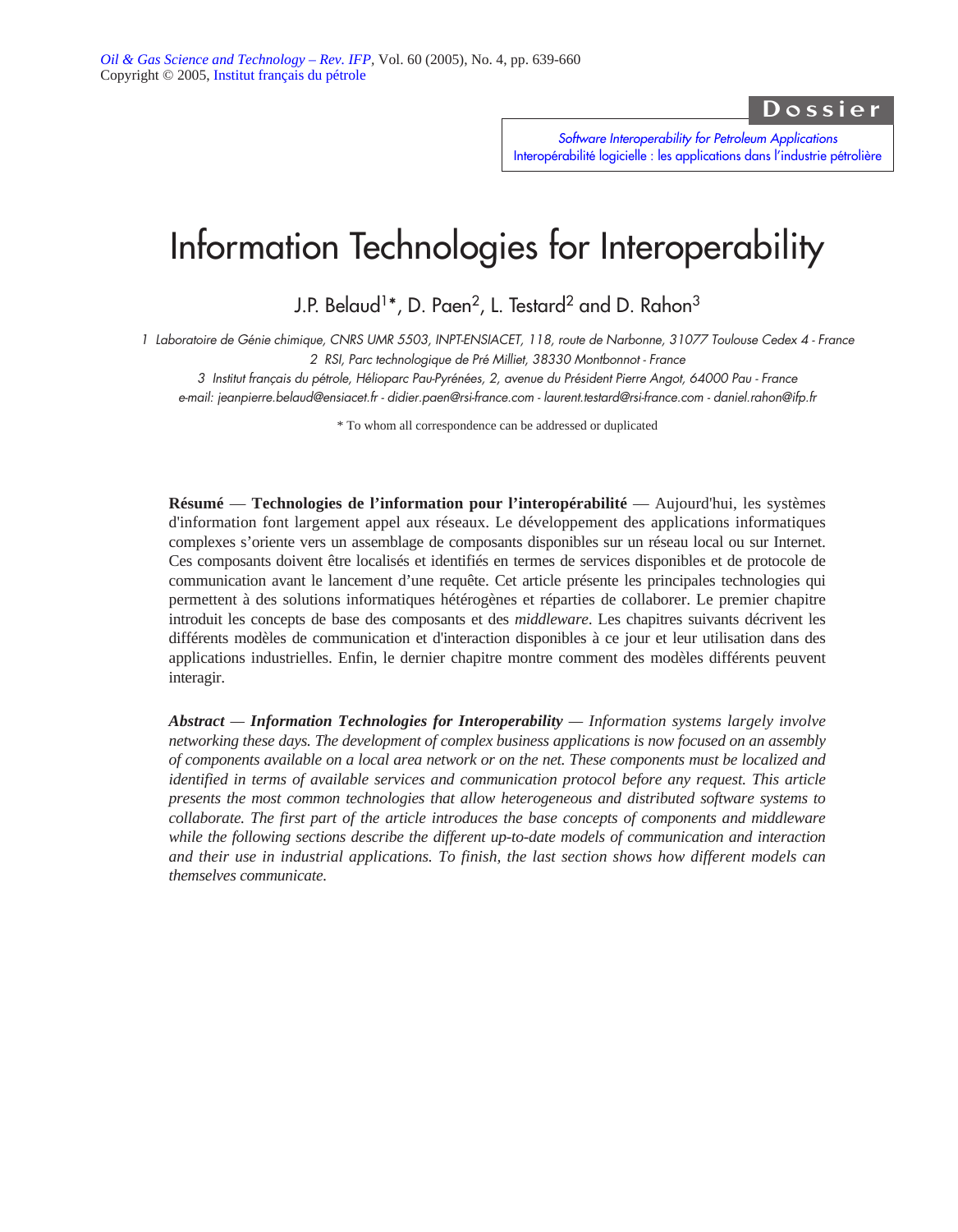Dossier

*Software Interoperability for Petroleum Applications*
Interopérabilité logicielle : les applications dans l'industrie pétrolière

# Information Technologies for Interoperability

J.P. Belaud[1]*, D. Paen[2], L. Testard[2] and D. Rahon[3]

*1 Laboratoire de Génie chimique, CNRS UMR 5503, INPT-ENSIACET, 118, route de Narbonne, 31077 Toulouse Cedex 4 - France*
*2 RSI, Parc technologique de Pré Milliet, 38330 Montbonnot - France*
*3 Institut français du pétrole, Hélioparc Pau-Pyrénées, 2, avenue du Président Pierre Angot, 64000 Pau - France*
*e-mail: jeanpierre.belaud@ensiacet.fr - didier.paen@rsi-france.com - laurent.testard@rsi-france.com - daniel.rahon@ifp.fr*

\* To whom all correspondence can be addressed or duplicated

**Résumé** — **Technologies de l'information pour l'interopérabilité** — Aujourd'hui, les systèmes d'information font largement appel aux réseaux. Le développement des applications informatiques complexes s'oriente vers un assemblage de composants disponibles sur un réseau local ou sur Internet. Ces composants doivent être localisés et identifiés en termes de services disponibles et de protocole de communication avant le lancement d'une requête. Cet article présente les principales technologies qui permettent à des solutions informatiques hétérogènes et réparties de collaborer. Le premier chapitre introduit les concepts de base des composants et des *middleware*. Les chapitres suivants décrivent les différents modèles de communication et d'interaction disponibles à ce jour et leur utilisation dans des applications industrielles. Enfin, le dernier chapitre montre comment des modèles différents peuvent interagir.

***Abstract*** — ***Information Technologies for Interoperability*** — *Information systems largely involve networking these days. The development of complex business applications is now focused on an assembly of components available on a local area network or on the net. These components must be localized and identified in terms of available services and communication protocol before any request. This article presents the most common technologies that allow heterogeneous and distributed software systems to collaborate. The first part of the article introduces the base concepts of components and middleware while the following sections describe the different up-to-date models of communication and interaction and their use in industrial applications. To finish, the last section shows how different models can themselves communicate.*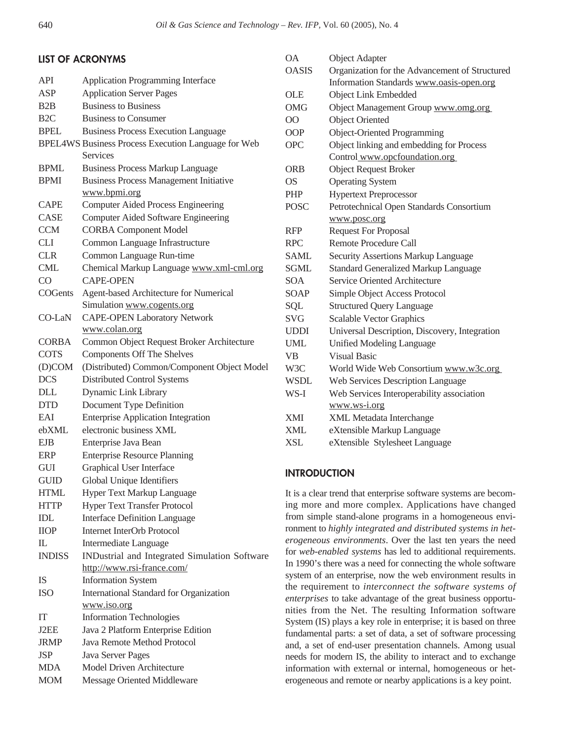## LIST OF ACRONYMS

| | |
|---|---|
| API | Application Programming Interface |
| ASP | Application Server Pages |
| B2B | Business to Business |
| B2C | Business to Consumer |
| BPEL | Business Process Execution Language |
| BPEL4WS | Business Process Execution Language for Web Services |
| BPML | Business Process Markup Language |
| BPMI | Business Process Management Initiative www.bpmi.org |
| CAPE | Computer Aided Process Engineering |
| CASE | Computer Aided Software Engineering |
| CCM | CORBA Component Model |
| CLI | Common Language Infrastructure |
| CLR | Common Language Run-time |
| CML | Chemical Markup Language www.xml-cml.org |
| CO | CAPE-OPEN |
| COGents | Agent-based Architecture for Numerical Simulation www.cogents.org |
| CO-LaN | CAPE-OPEN Laboratory Network www.colan.org |
| CORBA | Common Object Request Broker Architecture |
| COTS | Components Off The Shelves |
| (D)COM | (Distributed) Common/Component Object Model |
| DCS | Distributed Control Systems |
| DLL | Dynamic Link Library |
| DTD | Document Type Definition |
| EAI | Enterprise Application Integration |
| ebXML | electronic business XML |
| EJB | Enterprise Java Bean |
| ERP | Enterprise Resource Planning |
| GUI | Graphical User Interface |
| GUID | Global Unique Identifiers |
| HTML | Hyper Text Markup Language |
| HTTP | Hyper Text Transfer Protocol |
| IDL | Interface Definition Language |
| IIOP | Internet InterOrb Protocol |
| IL | Intermediate Language |
| INDISS | INDustrial and Integrated Simulation Software http://www.rsi-france.com/ |
| IS | Information System |
| ISO | International Standard for Organization www.iso.org |
| IT | Information Technologies |
| J2EE | Java 2 Platform Enterprise Edition |
| JRMP | Java Remote Method Protocol |
| JSP | Java Server Pages |
| MDA | Model Driven Architecture |
| MOM | Message Oriented Middleware |
| OA | Object Adapter |
| OASIS | Organization for the Advancement of Structured Information Standards www.oasis-open.org |
| OLE | Object Link Embedded |
| OMG | Object Management Group www.omg.org |
| OO | Object Oriented |
| OOP | Object-Oriented Programming |
| OPC | Object linking and embedding for Process Control www.opcfoundation.org |
| ORB | Object Request Broker |
| OS | Operating System |
| PHP | Hypertext Preprocessor |
| POSC | Petrotechnical Open Standards Consortium www.posc.org |
| RFP | Request For Proposal |
| RPC | Remote Procedure Call |
| SAML | Security Assertions Markup Language |
| SGML | Standard Generalized Markup Language |
| SOA | Service Oriented Architecture |
| SOAP | Simple Object Access Protocol |
| SQL | Structured Query Language |
| SVG | Scalable Vector Graphics |
| UDDI | Universal Description, Discovery, Integration |
| UML | Unified Modeling Language |
| VB | Visual Basic |
| W3C | World Wide Web Consortium www.w3c.org |
| WSDL | Web Services Description Language |
| WS-I | Web Services Interoperability association www.ws-i.org |
| XMI | XML Metadata Interchange |
| XML | eXtensible Markup Language |
| XSL | eXtensible Stylesheet Language |

## INTRODUCTION

It is a clear trend that enterprise software systems are becoming more and more complex. Applications have changed from simple stand-alone programs in a homogeneous environment to *highly integrated and distributed systems in heterogeneous environments*. Over the last ten years the need for *web-enabled systems* has led to additional requirements. In 1990's there was a need for connecting the whole software system of an enterprise, now the web environment results in the requirement to *interconnect the software systems of enterprises* to take advantage of the great business opportunities from the Net. The resulting Information software System (IS) plays a key role in enterprise; it is based on three fundamental parts: a set of data, a set of software processing and, a set of end-user presentation channels. Among usual needs for modern IS, the ability to interact and to exchange information with external or internal, homogeneous or heterogeneous and remote or nearby applications is a key point.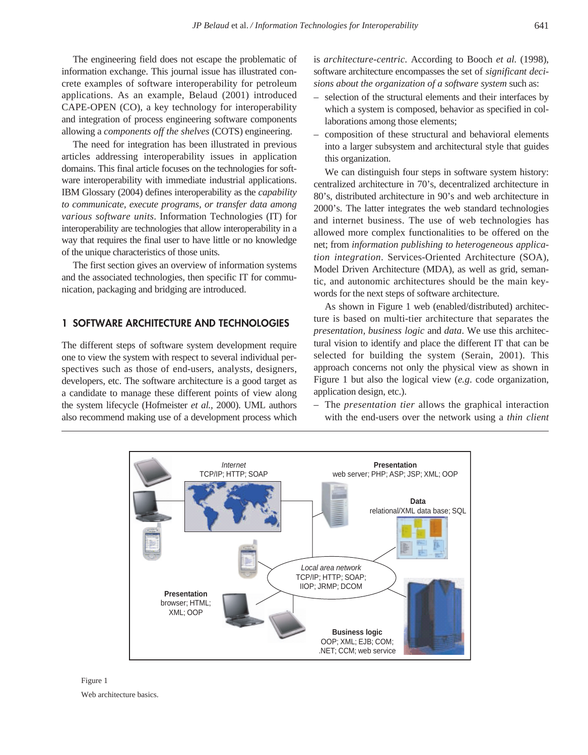The engineering field does not escape the problematic of information exchange. This journal issue has illustrated concrete examples of software interoperability for petroleum applications. As an example, Belaud (2001) introduced CAPE-OPEN (CO), a key technology for interoperability and integration of process engineering software components allowing a *components off the shelves* (COTS) engineering.

The need for integration has been illustrated in previous articles addressing interoperability issues in application domains. This final article focuses on the technologies for software interoperability with immediate industrial applications. IBM Glossary (2004) defines interoperability as the *capability to communicate, execute programs, or transfer data among various software units*. Information Technologies (IT) for interoperability are technologies that allow interoperability in a way that requires the final user to have little or no knowledge of the unique characteristics of those units.

The first section gives an overview of information systems and the associated technologies, then specific IT for communication, packaging and bridging are introduced.

## 1 SOFTWARE ARCHITECTURE AND TECHNOLOGIES

The different steps of software system development require one to view the system with respect to several individual perspectives such as those of end-users, analysts, designers, developers, etc. The software architecture is a good target as a candidate to manage these different points of view along the system lifecycle (Hofmeister *et al.*, 2000). UML authors also recommend making use of a development process which is *architecture-centric*. According to Booch *et al.* (1998), software architecture encompasses the set of *significant decisions about the organization of a software system* such as:

– selection of the structural elements and their interfaces by which a system is composed, behavior as specified in collaborations among those elements;
– composition of these structural and behavioral elements into a larger subsystem and architectural style that guides this organization.

We can distinguish four steps in software system history: centralized architecture in 70's, decentralized architecture in 80's, distributed architecture in 90's and web architecture in 2000's. The latter integrates the web standard technologies and internet business. The use of web technologies has allowed more complex functionalities to be offered on the net; from *information publishing to heterogeneous application integration*. Services-Oriented Architecture (SOA), Model Driven Architecture (MDA), as well as grid, semantic, and autonomic architectures should be the main keywords for the next steps of software architecture.

As shown in Figure 1 web (enabled/distributed) architecture is based on multi-tier architecture that separates the *presentation, business logic* and *data*. We use this architectural vision to identify and place the different IT that can be selected for building the system (Serain, 2001). This approach concerns not only the physical view as shown in Figure 1 but also the logical view (*e.g.* code organization, application design, etc.).

– The *presentation tier* allows the graphical interaction with the end-users over the network using a *thin client*

Figure 1

Web architecture basics.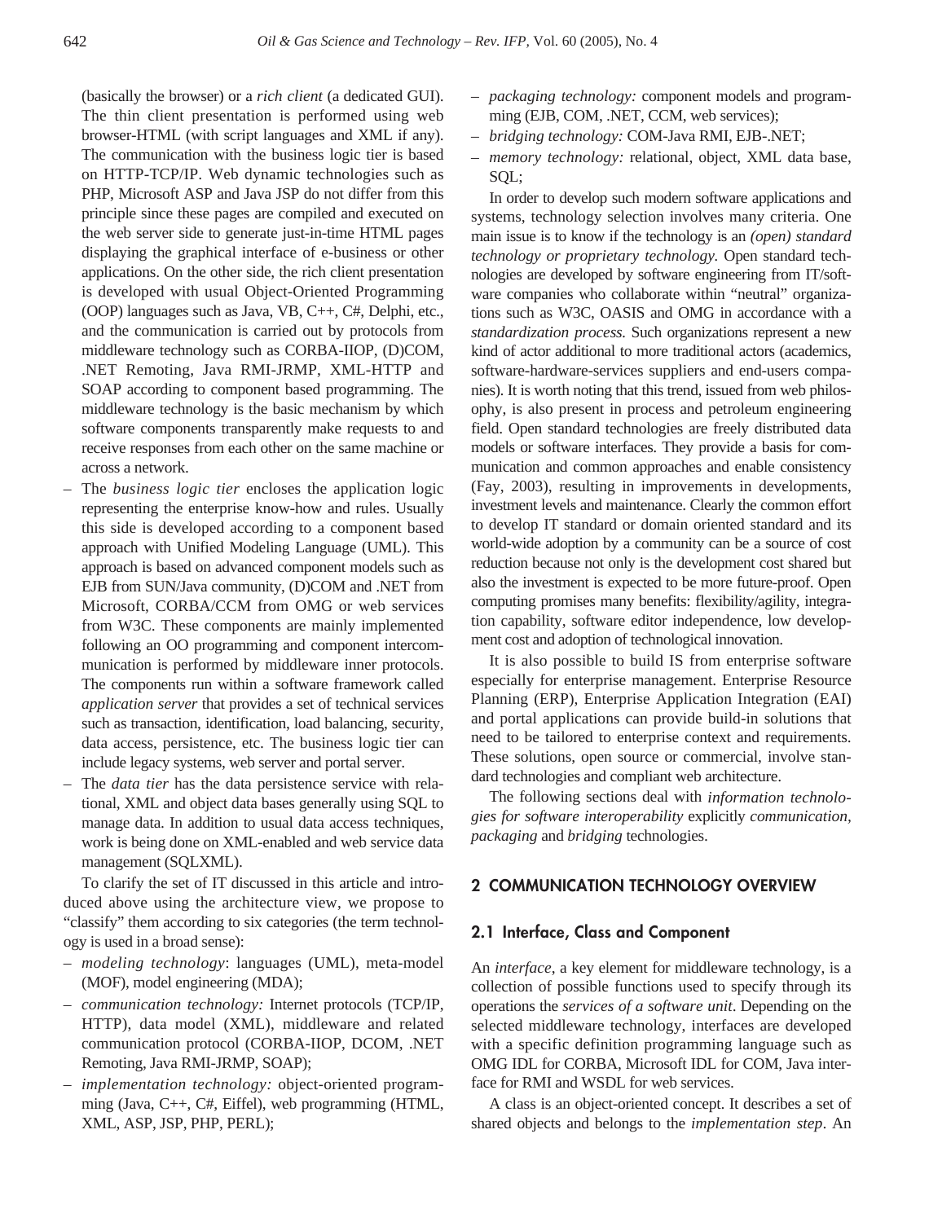(basically the browser) or a *rich client* (a dedicated GUI). The thin client presentation is performed using web browser-HTML (with script languages and XML if any). The communication with the business logic tier is based on HTTP-TCP/IP. Web dynamic technologies such as PHP, Microsoft ASP and Java JSP do not differ from this principle since these pages are compiled and executed on the web server side to generate just-in-time HTML pages displaying the graphical interface of e-business or other applications. On the other side, the rich client presentation is developed with usual Object-Oriented Programming (OOP) languages such as Java, VB, C++, C#, Delphi, etc., and the communication is carried out by protocols from middleware technology such as CORBA-IIOP, (D)COM, .NET Remoting, Java RMI-JRMP, XML-HTTP and SOAP according to component based programming. The middleware technology is the basic mechanism by which software components transparently make requests to and receive responses from each other on the same machine or across a network.

– The *business logic tier* encloses the application logic representing the enterprise know-how and rules. Usually this side is developed according to a component based approach with Unified Modeling Language (UML). This approach is based on advanced component models such as EJB from SUN/Java community, (D)COM and .NET from Microsoft, CORBA/CCM from OMG or web services from W3C. These components are mainly implemented following an OO programming and component intercommunication is performed by middleware inner protocols. The components run within a software framework called *application server* that provides a set of technical services such as transaction, identification, load balancing, security, data access, persistence, etc. The business logic tier can include legacy systems, web server and portal server.

– The *data tier* has the data persistence service with relational, XML and object data bases generally using SQL to manage data. In addition to usual data access techniques, work is being done on XML-enabled and web service data management (SQLXML).

To clarify the set of IT discussed in this article and introduced above using the architecture view, we propose to "classify" them according to six categories (the term technology is used in a broad sense):

– *modeling technology*: languages (UML), meta-model (MOF), model engineering (MDA);
– *communication technology:* Internet protocols (TCP/IP, HTTP), data model (XML), middleware and related communication protocol (CORBA-IIOP, DCOM, .NET Remoting, Java RMI-JRMP, SOAP);
– *implementation technology:* object-oriented programming (Java, C++, C#, Eiffel), web programming (HTML, XML, ASP, JSP, PHP, PERL);
– *packaging technology:* component models and programming (EJB, COM, .NET, CCM, web services);
– *bridging technology:* COM-Java RMI, EJB-.NET;
– *memory technology:* relational, object, XML data base, SQL;

In order to develop such modern software applications and systems, technology selection involves many criteria. One main issue is to know if the technology is an *(open) standard technology or proprietary technology.* Open standard technologies are developed by software engineering from IT/software companies who collaborate within "neutral" organizations such as W3C, OASIS and OMG in accordance with a *standardization process.* Such organizations represent a new kind of actor additional to more traditional actors (academics, software-hardware-services suppliers and end-users companies). It is worth noting that this trend, issued from web philosophy, is also present in process and petroleum engineering field. Open standard technologies are freely distributed data models or software interfaces. They provide a basis for communication and common approaches and enable consistency (Fay, 2003), resulting in improvements in developments, investment levels and maintenance. Clearly the common effort to develop IT standard or domain oriented standard and its world-wide adoption by a community can be a source of cost reduction because not only is the development cost shared but also the investment is expected to be more future-proof. Open computing promises many benefits: flexibility/agility, integration capability, software editor independence, low development cost and adoption of technological innovation.

It is also possible to build IS from enterprise software especially for enterprise management. Enterprise Resource Planning (ERP), Enterprise Application Integration (EAI) and portal applications can provide build-in solutions that need to be tailored to enterprise context and requirements. These solutions, open source or commercial, involve standard technologies and compliant web architecture.

The following sections deal with *information technologies for software interoperability* explicitly *communication, packaging* and *bridging* technologies.

## 2 COMMUNICATION TECHNOLOGY OVERVIEW

### 2.1 Interface, Class and Component

An *interface*, a key element for middleware technology, is a collection of possible functions used to specify through its operations the *services of a software unit*. Depending on the selected middleware technology, interfaces are developed with a specific definition programming language such as OMG IDL for CORBA, Microsoft IDL for COM, Java interface for RMI and WSDL for web services.

A class is an object-oriented concept. It describes a set of shared objects and belongs to the *implementation step*. An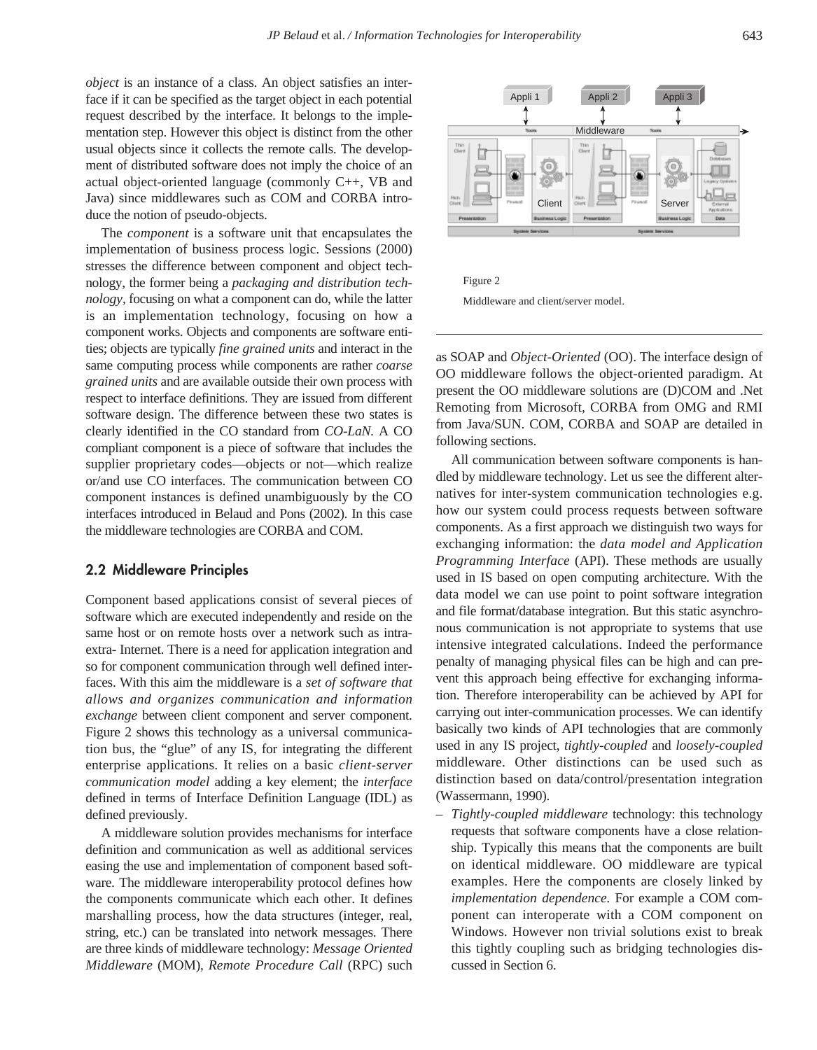*object* is an instance of a class. An object satisfies an interface if it can be specified as the target object in each potential request described by the interface. It belongs to the implementation step. However this object is distinct from the other usual objects since it collects the remote calls. The development of distributed software does not imply the choice of an actual object-oriented language (commonly C++, VB and Java) since middlewares such as COM and CORBA introduce the notion of pseudo-objects.

The *component* is a software unit that encapsulates the implementation of business process logic. Sessions (2000) stresses the difference between component and object technology, the former being a *packaging and distribution technology*, focusing on what a component can do, while the latter is an implementation technology, focusing on how a component works. Objects and components are software entities; objects are typically *fine grained units* and interact in the same computing process while components are rather *coarse grained units* and are available outside their own process with respect to interface definitions. They are issued from different software design. The difference between these two states is clearly identified in the CO standard from *CO-LaN*. A CO compliant component is a piece of software that includes the supplier proprietary codes—objects or not—which realize or/and use CO interfaces. The communication between CO component instances is defined unambiguously by the CO interfaces introduced in Belaud and Pons (2002). In this case the middleware technologies are CORBA and COM.

## 2.2 Middleware Principles

Component based applications consist of several pieces of software which are executed independently and reside on the same host or on remote hosts over a network such as intra-extra- Internet. There is a need for application integration and so for component communication through well defined interfaces. With this aim the middleware is a *set of software that allows and organizes communication and information exchange* between client component and server component. Figure 2 shows this technology as a universal communication bus, the "glue" of any IS, for integrating the different enterprise applications. It relies on a basic *client-server communication model* adding a key element; the *interface* defined in terms of Interface Definition Language (IDL) as defined previously.

A middleware solution provides mechanisms for interface definition and communication as well as additional services easing the use and implementation of component based software. The middleware interoperability protocol defines how the components communicate which each other. It defines marshalling process, how the data structures (integer, real, string, etc.) can be translated into network messages. There are three kinds of middleware technology: *Message Oriented Middleware* (MOM), *Remote Procedure Call* (RPC) such as SOAP and *Object-Oriented* (OO). The interface design of OO middleware follows the object-oriented paradigm. At present the OO middleware solutions are (D)COM and .Net Remoting from Microsoft, CORBA from OMG and RMI from Java/SUN. COM, CORBA and SOAP are detailed in following sections.

Figure 2

Middleware and client/server model.

All communication between software components is handled by middleware technology. Let us see the different alternatives for inter-system communication technologies e.g. how our system could process requests between software components. As a first approach we distinguish two ways for exchanging information: the *data model and Application Programming Interface* (API). These methods are usually used in IS based on open computing architecture. With the data model we can use point to point software integration and file format/database integration. But this static asynchronous communication is not appropriate to systems that use intensive integrated calculations. Indeed the performance penalty of managing physical files can be high and can prevent this approach being effective for exchanging information. Therefore interoperability can be achieved by API for carrying out inter-communication processes. We can identify basically two kinds of API technologies that are commonly used in any IS project, *tightly-coupled* and *loosely-coupled* middleware. Other distinctions can be used such as distinction based on data/control/presentation integration (Wassermann, 1990).

– *Tightly-coupled middleware* technology: this technology requests that software components have a close relationship. Typically this means that the components are built on identical middleware. OO middleware are typical examples. Here the components are closely linked by *implementation dependence*. For example a COM component can interoperate with a COM component on Windows. However non trivial solutions exist to break this tightly coupling such as bridging technologies discussed in Section 6.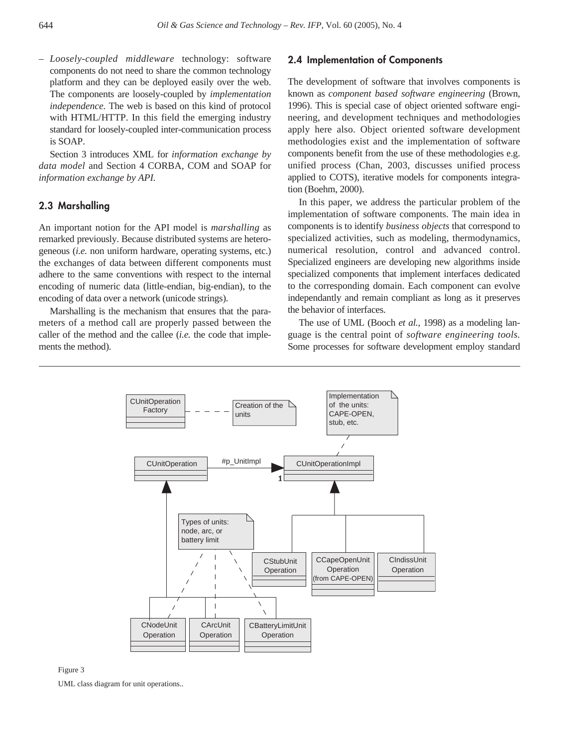– *Loosely-coupled middleware* technology: software components do not need to share the common technology platform and they can be deployed easily over the web. The components are loosely-coupled by *implementation independence*. The web is based on this kind of protocol with HTML/HTTP. In this field the emerging industry standard for loosely-coupled inter-communication process is SOAP.

Section 3 introduces XML for *information exchange by data model* and Section 4 CORBA, COM and SOAP for *information exchange by API*.

### 2.3 Marshalling

An important notion for the API model is *marshalling* as remarked previously. Because distributed systems are heterogeneous (*i.e.* non uniform hardware, operating systems, etc.) the exchanges of data between different components must adhere to the same conventions with respect to the internal encoding of numeric data (little-endian, big-endian), to the encoding of data over a network (unicode strings).

Marshalling is the mechanism that ensures that the parameters of a method call are properly passed between the caller of the method and the callee (*i.e.* the code that implements the method).

### 2.4 Implementation of Components

The development of software that involves components is known as *component based software engineering* (Brown, 1996). This is special case of object oriented software engineering, and development techniques and methodologies apply here also. Object oriented software development methodologies exist and the implementation of software components benefit from the use of these methodologies e.g. unified process (Chan, 2003, discusses unified process applied to COTS), iterative models for components integration (Boehm, 2000).

In this paper, we address the particular problem of the implementation of software components. The main idea in components is to identify *business objects* that correspond to specialized activities, such as modeling, thermodynamics, numerical resolution, control and advanced control. Specialized engineers are developing new algorithms inside specialized components that implement interfaces dedicated to the corresponding domain. Each component can evolve independantly and remain compliant as long as it preserves the behavior of interfaces.

The use of UML (Booch *et al.*, 1998) as a modeling language is the central point of *software engineering tools*. Some processes for software development employ standard

Figure 3

UML class diagram for unit operations..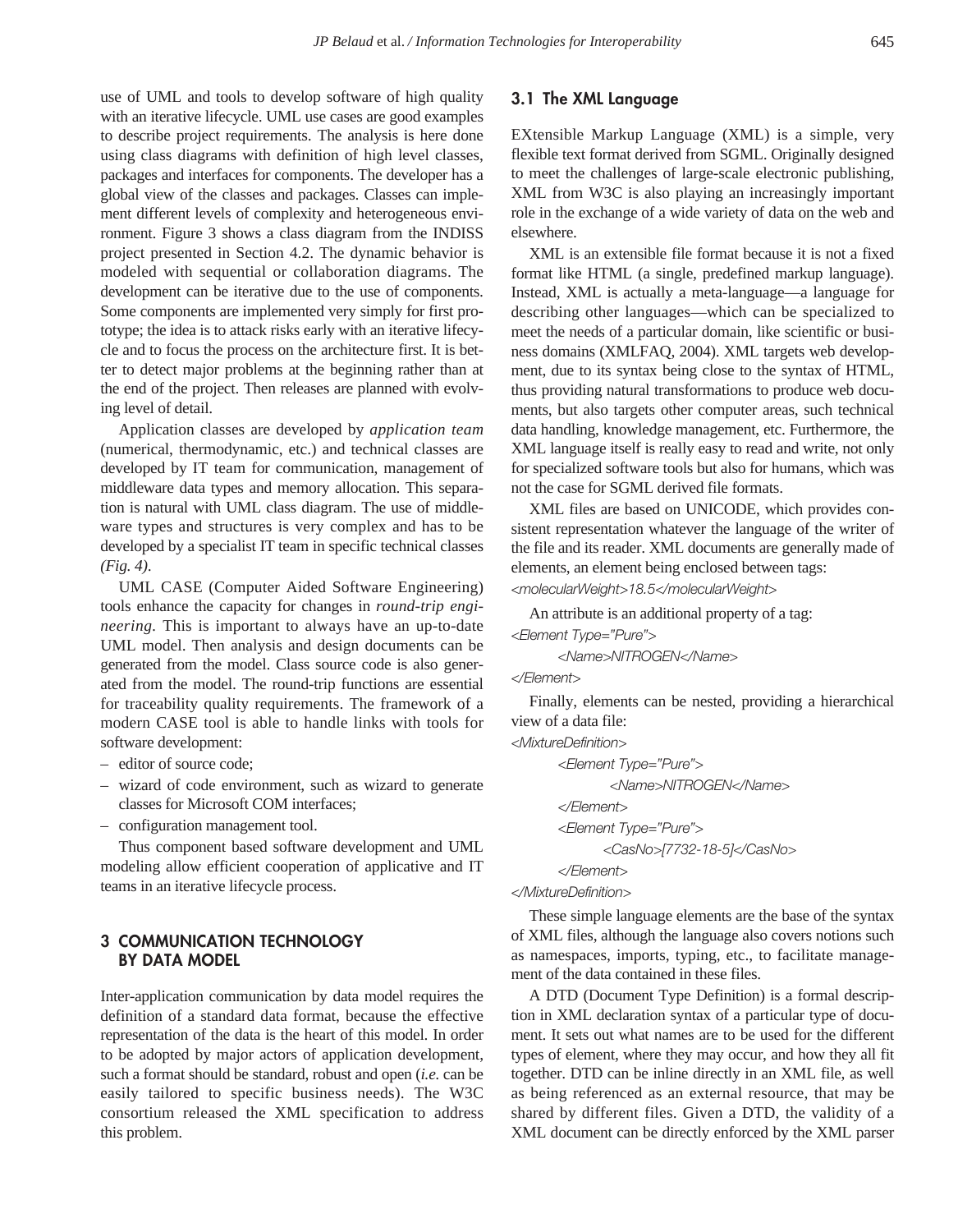use of UML and tools to develop software of high quality with an iterative lifecycle. UML use cases are good examples to describe project requirements. The analysis is here done using class diagrams with definition of high level classes, packages and interfaces for components. The developer has a global view of the classes and packages. Classes can implement different levels of complexity and heterogeneous environment. Figure 3 shows a class diagram from the INDISS project presented in Section 4.2. The dynamic behavior is modeled with sequential or collaboration diagrams. The development can be iterative due to the use of components. Some components are implemented very simply for first prototype; the idea is to attack risks early with an iterative lifecycle and to focus the process on the architecture first. It is better to detect major problems at the beginning rather than at the end of the project. Then releases are planned with evolving level of detail.

Application classes are developed by *application team* (numerical, thermodynamic, etc.) and technical classes are developed by IT team for communication, management of middleware data types and memory allocation. This separation is natural with UML class diagram. The use of middleware types and structures is very complex and has to be developed by a specialist IT team in specific technical classes *(Fig. 4)*.

UML CASE (Computer Aided Software Engineering) tools enhance the capacity for changes in *round-trip engineering*. This is important to always have an up-to-date UML model. Then analysis and design documents can be generated from the model. Class source code is also generated from the model. The round-trip functions are essential for traceability quality requirements. The framework of a modern CASE tool is able to handle links with tools for software development:

– editor of source code;
– wizard of code environment, such as wizard to generate classes for Microsoft COM interfaces;
– configuration management tool.

Thus component based software development and UML modeling allow efficient cooperation of applicative and IT teams in an iterative lifecycle process.

## 3 COMMUNICATION TECHNOLOGY BY DATA MODEL

Inter-application communication by data model requires the definition of a standard data format, because the effective representation of the data is the heart of this model. In order to be adopted by major actors of application development, such a format should be standard, robust and open (*i.e.* can be easily tailored to specific business needs). The W3C consortium released the XML specification to address this problem.

### 3.1 The XML Language

EXtensible Markup Language (XML) is a simple, very flexible text format derived from SGML. Originally designed to meet the challenges of large-scale electronic publishing, XML from W3C is also playing an increasingly important role in the exchange of a wide variety of data on the web and elsewhere.

XML is an extensible file format because it is not a fixed format like HTML (a single, predefined markup language). Instead, XML is actually a meta-language—a language for describing other languages—which can be specialized to meet the needs of a particular domain, like scientific or business domains (XMLFAQ, 2004). XML targets web development, due to its syntax being close to the syntax of HTML, thus providing natural transformations to produce web documents, but also targets other computer areas, such technical data handling, knowledge management, etc. Furthermore, the XML language itself is really easy to read and write, not only for specialized software tools but also for humans, which was not the case for SGML derived file formats.

XML files are based on UNICODE, which provides consistent representation whatever the language of the writer of the file and its reader. XML documents are generally made of elements, an element being enclosed between tags:

```
<molecularWeight>18.5</molecularWeight>
```

An attribute is an additional property of a tag:

```
<Element Type="Pure">
    <Name>NITROGEN</Name>
</Element>
```

Finally, elements can be nested, providing a hierarchical view of a data file:

```
<MixtureDefinition>
    <Element Type="Pure">
        <Name>NITROGEN</Name>
    </Element>
    <Element Type="Pure">
        <CasNo>[7732-18-5]</CasNo>
    </Element>
</MixtureDefinition>
```

These simple language elements are the base of the syntax of XML files, although the language also covers notions such as namespaces, imports, typing, etc., to facilitate management of the data contained in these files.

A DTD (Document Type Definition) is a formal description in XML declaration syntax of a particular type of document. It sets out what names are to be used for the different types of element, where they may occur, and how they all fit together. DTD can be inline directly in an XML file, as well as being referenced as an external resource, that may be shared by different files. Given a DTD, the validity of a XML document can be directly enforced by the XML parser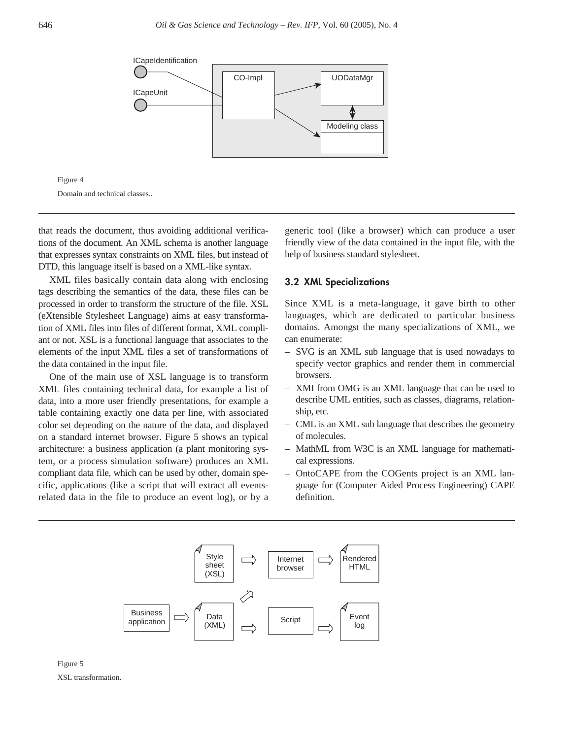Figure 4

Domain and technical classes..

that reads the document, thus avoiding additional verifications of the document. An XML schema is another language that expresses syntax constraints on XML files, but instead of DTD, this language itself is based on a XML-like syntax.

XML files basically contain data along with enclosing tags describing the semantics of the data, these files can be processed in order to transform the structure of the file. XSL (eXtensible Stylesheet Language) aims at easy transformation of XML files into files of different format, XML compliant or not. XSL is a functional language that associates to the elements of the input XML files a set of transformations of the data contained in the input file.

One of the main use of XSL language is to transform XML files containing technical data, for example a list of data, into a more user friendly presentations, for example a table containing exactly one data per line, with associated color set depending on the nature of the data, and displayed on a standard internet browser. Figure 5 shows an typical architecture: a business application (a plant monitoring system, or a process simulation software) produces an XML compliant data file, which can be used by other, domain specific, applications (like a script that will extract all events-related data in the file to produce an event log), or by a generic tool (like a browser) which can produce a user friendly view of the data contained in the input file, with the help of business standard stylesheet.

## 3.2 XML Specializations

Since XML is a meta-language, it gave birth to other languages, which are dedicated to particular business domains. Amongst the many specializations of XML, we can enumerate:

- SVG is an XML sub language that is used nowadays to specify vector graphics and render them in commercial browsers.
- XMI from OMG is an XML language that can be used to describe UML entities, such as classes, diagrams, relationship, etc.
- CML is an XML sub language that describes the geometry of molecules.
- MathML from W3C is an XML language for mathematical expressions.
- OntoCAPE from the COGents project is an XML language for (Computer Aided Process Engineering) CAPE definition.

Figure 5

XSL transformation.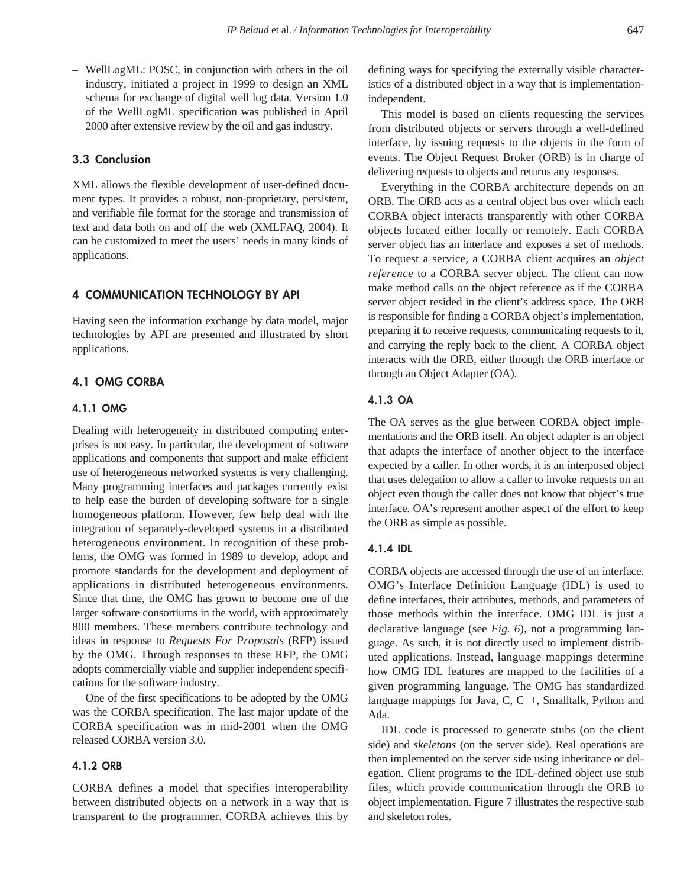– WellLogML: POSC, in conjunction with others in the oil industry, initiated a project in 1999 to design an XML schema for exchange of digital well log data. Version 1.0 of the WellLogML specification was published in April 2000 after extensive review by the oil and gas industry.

### 3.3 Conclusion

XML allows the flexible development of user-defined document types. It provides a robust, non-proprietary, persistent, and verifiable file format for the storage and transmission of text and data both on and off the web (XMLFAQ, 2004). It can be customized to meet the users' needs in many kinds of applications.

## 4 COMMUNICATION TECHNOLOGY BY API

Having seen the information exchange by data model, major technologies by API are presented and illustrated by short applications.

### 4.1 OMG CORBA

#### 4.1.1 OMG

Dealing with heterogeneity in distributed computing enterprises is not easy. In particular, the development of software applications and components that support and make efficient use of heterogeneous networked systems is very challenging. Many programming interfaces and packages currently exist to help ease the burden of developing software for a single homogeneous platform. However, few help deal with the integration of separately-developed systems in a distributed heterogeneous environment. In recognition of these problems, the OMG was formed in 1989 to develop, adopt and promote standards for the development and deployment of applications in distributed heterogeneous environments. Since that time, the OMG has grown to become one of the larger software consortiums in the world, with approximately 800 members. These members contribute technology and ideas in response to *Requests For Proposals* (RFP) issued by the OMG. Through responses to these RFP, the OMG adopts commercially viable and supplier independent specifications for the software industry.

One of the first specifications to be adopted by the OMG was the CORBA specification. The last major update of the CORBA specification was in mid-2001 when the OMG released CORBA version 3.0.

#### 4.1.2 ORB

CORBA defines a model that specifies interoperability between distributed objects on a network in a way that is transparent to the programmer. CORBA achieves this by defining ways for specifying the externally visible characteristics of a distributed object in a way that is implementation-independent.

This model is based on clients requesting the services from distributed objects or servers through a well-defined interface, by issuing requests to the objects in the form of events. The Object Request Broker (ORB) is in charge of delivering requests to objects and returns any responses.

Everything in the CORBA architecture depends on an ORB. The ORB acts as a central object bus over which each CORBA object interacts transparently with other CORBA objects located either locally or remotely. Each CORBA server object has an interface and exposes a set of methods. To request a service, a CORBA client acquires an *object reference* to a CORBA server object. The client can now make method calls on the object reference as if the CORBA server object resided in the client's address space. The ORB is responsible for finding a CORBA object's implementation, preparing it to receive requests, communicating requests to it, and carrying the reply back to the client. A CORBA object interacts with the ORB, either through the ORB interface or through an Object Adapter (OA).

#### 4.1.3 OA

The OA serves as the glue between CORBA object implementations and the ORB itself. An object adapter is an object that adapts the interface of another object to the interface expected by a caller. In other words, it is an interposed object that uses delegation to allow a caller to invoke requests on an object even though the caller does not know that object's true interface. OA's represent another aspect of the effort to keep the ORB as simple as possible.

#### 4.1.4 IDL

CORBA objects are accessed through the use of an interface. OMG's Interface Definition Language (IDL) is used to define interfaces, their attributes, methods, and parameters of those methods within the interface. OMG IDL is just a declarative language (see *Fig. 6*), not a programming language. As such, it is not directly used to implement distributed applications. Instead, language mappings determine how OMG IDL features are mapped to the facilities of a given programming language. The OMG has standardized language mappings for Java, C, C++, Smalltalk, Python and Ada.

IDL code is processed to generate stubs (on the client side) and *skeletons* (on the server side). Real operations are then implemented on the server side using inheritance or delegation. Client programs to the IDL-defined object use stub files, which provide communication through the ORB to object implementation. Figure 7 illustrates the respective stub and skeleton roles.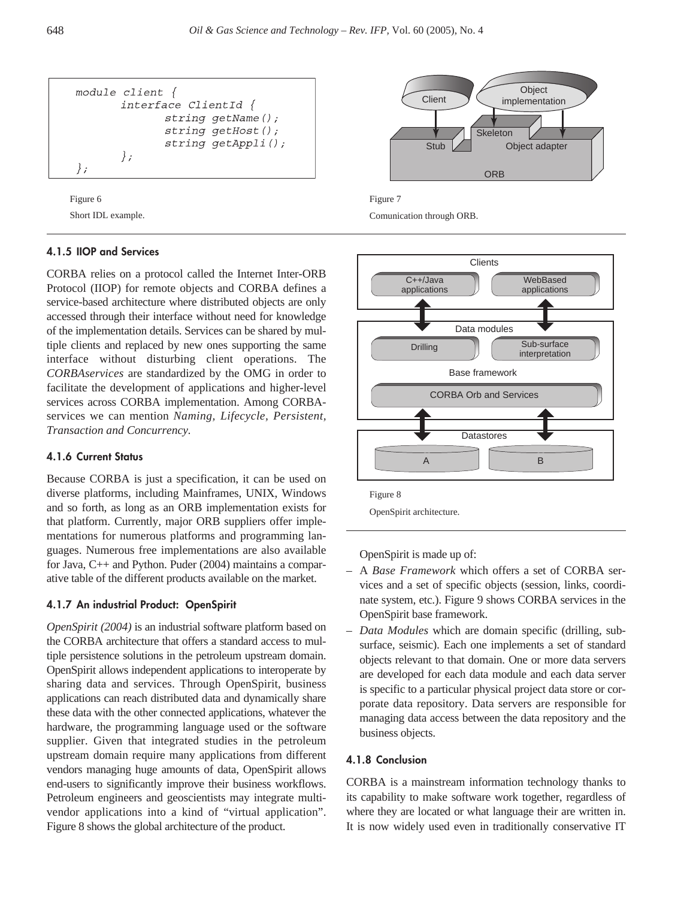```
module client {
        interface ClientId {
                string getName();
                string getHost();
                string getAppli();
        };
};
```

Figure 6

Short IDL example.

Figure 7

Comunication through ORB.

#### 4.1.5 IIOP and Services

CORBA relies on a protocol called the Internet Inter-ORB Protocol (IIOP) for remote objects and CORBA defines a service-based architecture where distributed objects are only accessed through their interface without need for knowledge of the implementation details. Services can be shared by multiple clients and replaced by new ones supporting the same interface without disturbing client operations. The *CORBAservices* are standardized by the OMG in order to facilitate the development of applications and higher-level services across CORBA implementation. Among CORBA-services we can mention *Naming, Lifecycle, Persistent, Transaction and Concurrency.*

#### 4.1.6 Current Status

Because CORBA is just a specification, it can be used on diverse platforms, including Mainframes, UNIX, Windows and so forth, as long as an ORB implementation exists for that platform. Currently, major ORB suppliers offer implementations for numerous platforms and programming languages. Numerous free implementations are also available for Java, C++ and Python. Puder (2004) maintains a comparative table of the different products available on the market.

#### 4.1.7 An industrial Product: OpenSpirit

*OpenSpirit (2004)* is an industrial software platform based on the CORBA architecture that offers a standard access to multiple persistence solutions in the petroleum upstream domain. OpenSpirit allows independent applications to interoperate by sharing data and services. Through OpenSpirit, business applications can reach distributed data and dynamically share these data with the other connected applications, whatever the hardware, the programming language used or the software supplier. Given that integrated studies in the petroleum upstream domain require many applications from different vendors managing huge amounts of data, OpenSpirit allows end-users to significantly improve their business workflows. Petroleum engineers and geoscientists may integrate multi-vendor applications into a kind of "virtual application". Figure 8 shows the global architecture of the product.

Figure 8

OpenSpirit architecture.

OpenSpirit is made up of:

- A *Base Framework* which offers a set of CORBA services and a set of specific objects (session, links, coordinate system, etc.). Figure 9 shows CORBA services in the OpenSpirit base framework.
- *Data Modules* which are domain specific (drilling, subsurface, seismic). Each one implements a set of standard objects relevant to that domain. One or more data servers are developed for each data module and each data server is specific to a particular physical project data store or corporate data repository. Data servers are responsible for managing data access between the data repository and the business objects.

#### 4.1.8 Conclusion

CORBA is a mainstream information technology thanks to its capability to make software work together, regardless of where they are located or what language their are written in. It is now widely used even in traditionally conservative IT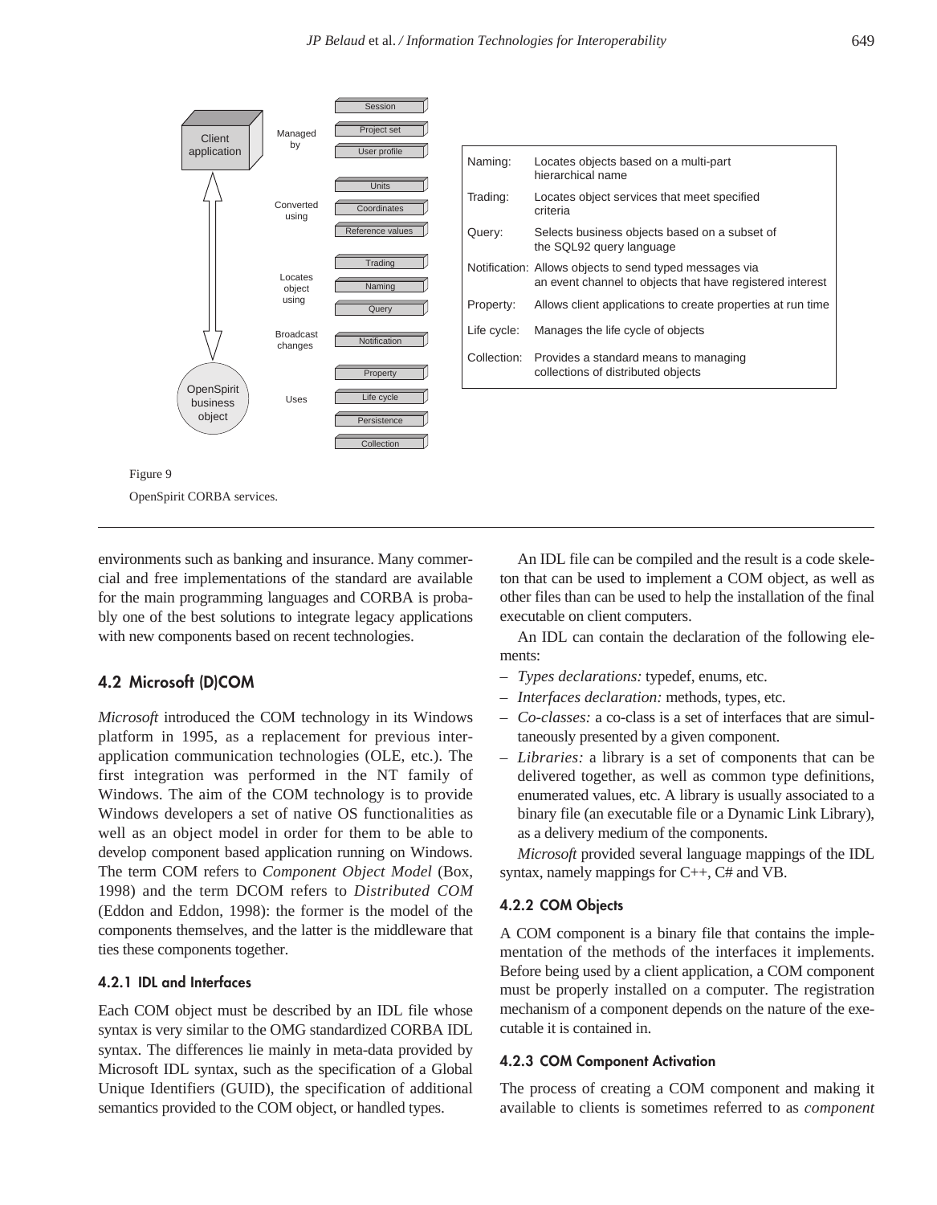| | |
|---|---|
| Naming: | Locates objects based on a multi-part hierarchical name |
| Trading: | Locates object services that meet specified criteria |
| Query: | Selects business objects based on a subset of the SQL92 query language |
| Notification: | Allows objects to send typed messages via an event channel to objects that have registered interest |
| Property: | Allows client applications to create properties at run time |
| Life cycle: | Manages the life cycle of objects |
| Collection: | Provides a standard means to managing collections of distributed objects |

Figure 9

OpenSpirit CORBA services.

environments such as banking and insurance. Many commercial and free implementations of the standard are available for the main programming languages and CORBA is probably one of the best solutions to integrate legacy applications with new components based on recent technologies.

## 4.2 Microsoft (D)COM

*Microsoft* introduced the COM technology in its Windows platform in 1995, as a replacement for previous inter-application communication technologies (OLE, etc.). The first integration was performed in the NT family of Windows. The aim of the COM technology is to provide Windows developers a set of native OS functionalities as well as an object model in order for them to be able to develop component based application running on Windows. The term COM refers to *Component Object Model* (Box, 1998) and the term DCOM refers to *Distributed COM* (Eddon and Eddon, 1998): the former is the model of the components themselves, and the latter is the middleware that ties these components together.

### 4.2.1 IDL and Interfaces

Each COM object must be described by an IDL file whose syntax is very similar to the OMG standardized CORBA IDL syntax. The differences lie mainly in meta-data provided by Microsoft IDL syntax, such as the specification of a Global Unique Identifiers (GUID), the specification of additional semantics provided to the COM object, or handled types.

An IDL file can be compiled and the result is a code skeleton that can be used to implement a COM object, as well as other files than can be used to help the installation of the final executable on client computers.

An IDL can contain the declaration of the following elements:

- *Types declarations:* typedef, enums, etc.
- *Interfaces declaration:* methods, types, etc.
- *Co-classes:* a co-class is a set of interfaces that are simultaneously presented by a given component.
- *Libraries:* a library is a set of components that can be delivered together, as well as common type definitions, enumerated values, etc. A library is usually associated to a binary file (an executable file or a Dynamic Link Library), as a delivery medium of the components.

*Microsoft* provided several language mappings of the IDL syntax, namely mappings for C++, C# and VB.

### 4.2.2 COM Objects

A COM component is a binary file that contains the implementation of the methods of the interfaces it implements. Before being used by a client application, a COM component must be properly installed on a computer. The registration mechanism of a component depends on the nature of the executable it is contained in.

### 4.2.3 COM Component Activation

The process of creating a COM component and making it available to clients is sometimes referred to as *component*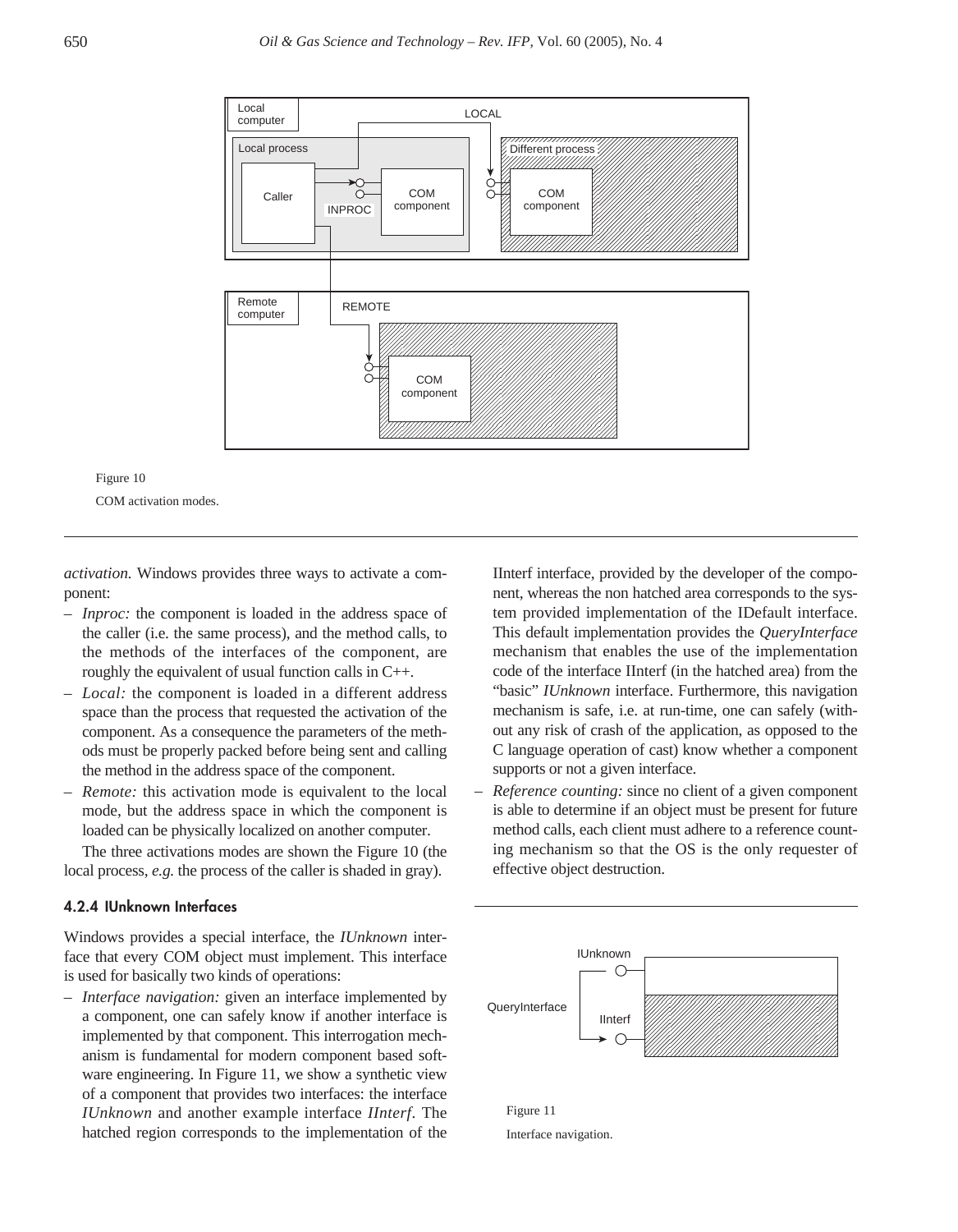Figure 10

COM activation modes.

*activation.* Windows provides three ways to activate a component:

- *Inproc:* the component is loaded in the address space of the caller (i.e. the same process), and the method calls, to the methods of the interfaces of the component, are roughly the equivalent of usual function calls in C++.
- *Local:* the component is loaded in a different address space than the process that requested the activation of the component. As a consequence the parameters of the methods must be properly packed before being sent and calling the method in the address space of the component.
- *Remote:* this activation mode is equivalent to the local mode, but the address space in which the component is loaded can be physically localized on another computer.

The three activations modes are shown the Figure 10 (the local process, *e.g.* the process of the caller is shaded in gray).

#### 4.2.4 IUnknown Interfaces

Windows provides a special interface, the *IUnknown* interface that every COM object must implement. This interface is used for basically two kinds of operations:

- *Interface navigation:* given an interface implemented by a component, one can safely know if another interface is implemented by that component. This interrogation mechanism is fundamental for modern component based software engineering. In Figure 11, we show a synthetic view of a component that provides two interfaces: the interface *IUnknown* and another example interface *IInterf*. The hatched region corresponds to the implementation of the IInterf interface, provided by the developer of the component, whereas the non hatched area corresponds to the system provided implementation of the IDefault interface. This default implementation provides the *QueryInterface* mechanism that enables the use of the implementation code of the interface IInterf (in the hatched area) from the "basic" *IUnknown* interface. Furthermore, this navigation mechanism is safe, i.e. at run-time, one can safely (without any risk of crash of the application, as opposed to the C language operation of cast) know whether a component supports or not a given interface.
- *Reference counting:* since no client of a given component is able to determine if an object must be present for future method calls, each client must adhere to a reference counting mechanism so that the OS is the only requester of effective object destruction.

Figure 11

Interface navigation.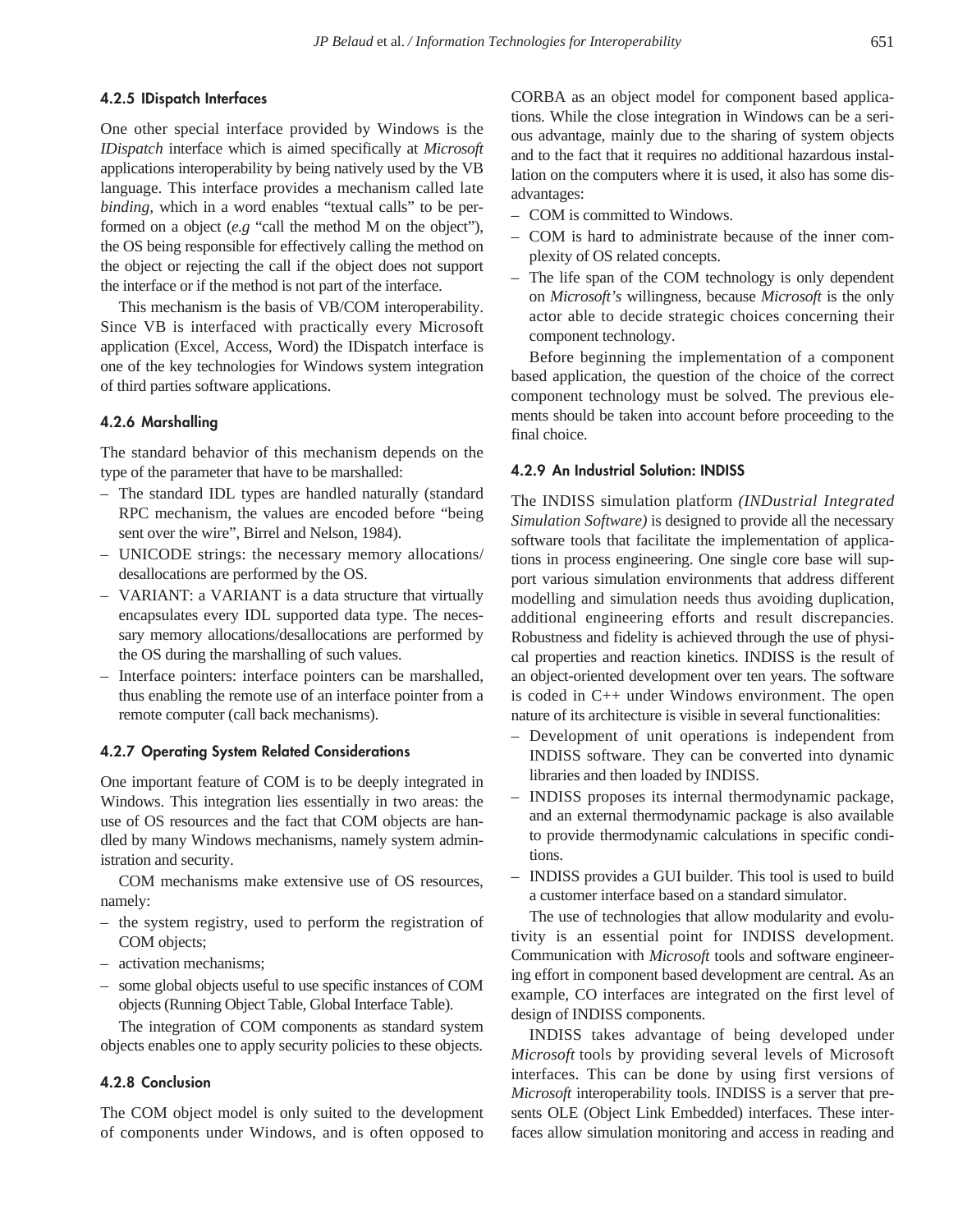#### 4.2.5 IDispatch Interfaces

One other special interface provided by Windows is the *IDispatch* interface which is aimed specifically at *Microsoft* applications interoperability by being natively used by the VB language. This interface provides a mechanism called late *binding*, which in a word enables "textual calls" to be performed on a object (*e.g* "call the method M on the object"), the OS being responsible for effectively calling the method on the object or rejecting the call if the object does not support the interface or if the method is not part of the interface.

This mechanism is the basis of VB/COM interoperability. Since VB is interfaced with practically every Microsoft application (Excel, Access, Word) the IDispatch interface is one of the key technologies for Windows system integration of third parties software applications.

#### 4.2.6 Marshalling

The standard behavior of this mechanism depends on the type of the parameter that have to be marshalled:

- The standard IDL types are handled naturally (standard RPC mechanism, the values are encoded before "being sent over the wire", Birrel and Nelson, 1984).
- UNICODE strings: the necessary memory allocations/desallocations are performed by the OS.
- VARIANT: a VARIANT is a data structure that virtually encapsulates every IDL supported data type. The necessary memory allocations/desallocations are performed by the OS during the marshalling of such values.
- Interface pointers: interface pointers can be marshalled, thus enabling the remote use of an interface pointer from a remote computer (call back mechanisms).

#### 4.2.7 Operating System Related Considerations

One important feature of COM is to be deeply integrated in Windows. This integration lies essentially in two areas: the use of OS resources and the fact that COM objects are handled by many Windows mechanisms, namely system administration and security.

COM mechanisms make extensive use of OS resources, namely:

- the system registry, used to perform the registration of COM objects;
- activation mechanisms;
- some global objects useful to use specific instances of COM objects (Running Object Table, Global Interface Table).

The integration of COM components as standard system objects enables one to apply security policies to these objects.

#### 4.2.8 Conclusion

The COM object model is only suited to the development of components under Windows, and is often opposed to CORBA as an object model for component based applications. While the close integration in Windows can be a serious advantage, mainly due to the sharing of system objects and to the fact that it requires no additional hazardous installation on the computers where it is used, it also has some disadvantages:

- COM is committed to Windows.
- COM is hard to administrate because of the inner complexity of OS related concepts.
- The life span of the COM technology is only dependent on *Microsoft's* willingness, because *Microsoft* is the only actor able to decide strategic choices concerning their component technology.

Before beginning the implementation of a component based application, the question of the choice of the correct component technology must be solved. The previous elements should be taken into account before proceeding to the final choice.

#### 4.2.9 An Industrial Solution: INDISS

The INDISS simulation platform *(INDustrial Integrated Simulation Software)* is designed to provide all the necessary software tools that facilitate the implementation of applications in process engineering. One single core base will support various simulation environments that address different modelling and simulation needs thus avoiding duplication, additional engineering efforts and result discrepancies. Robustness and fidelity is achieved through the use of physical properties and reaction kinetics. INDISS is the result of an object-oriented development over ten years. The software is coded in C++ under Windows environment. The open nature of its architecture is visible in several functionalities:

- Development of unit operations is independent from INDISS software. They can be converted into dynamic libraries and then loaded by INDISS.
- INDISS proposes its internal thermodynamic package, and an external thermodynamic package is also available to provide thermodynamic calculations in specific conditions.
- INDISS provides a GUI builder. This tool is used to build a customer interface based on a standard simulator.

The use of technologies that allow modularity and evolutivity is an essential point for INDISS development. Communication with *Microsoft* tools and software engineering effort in component based development are central. As an example, CO interfaces are integrated on the first level of design of INDISS components.

INDISS takes advantage of being developed under *Microsoft* tools by providing several levels of Microsoft interfaces. This can be done by using first versions of *Microsoft* interoperability tools. INDISS is a server that presents OLE (Object Link Embedded) interfaces. These interfaces allow simulation monitoring and access in reading and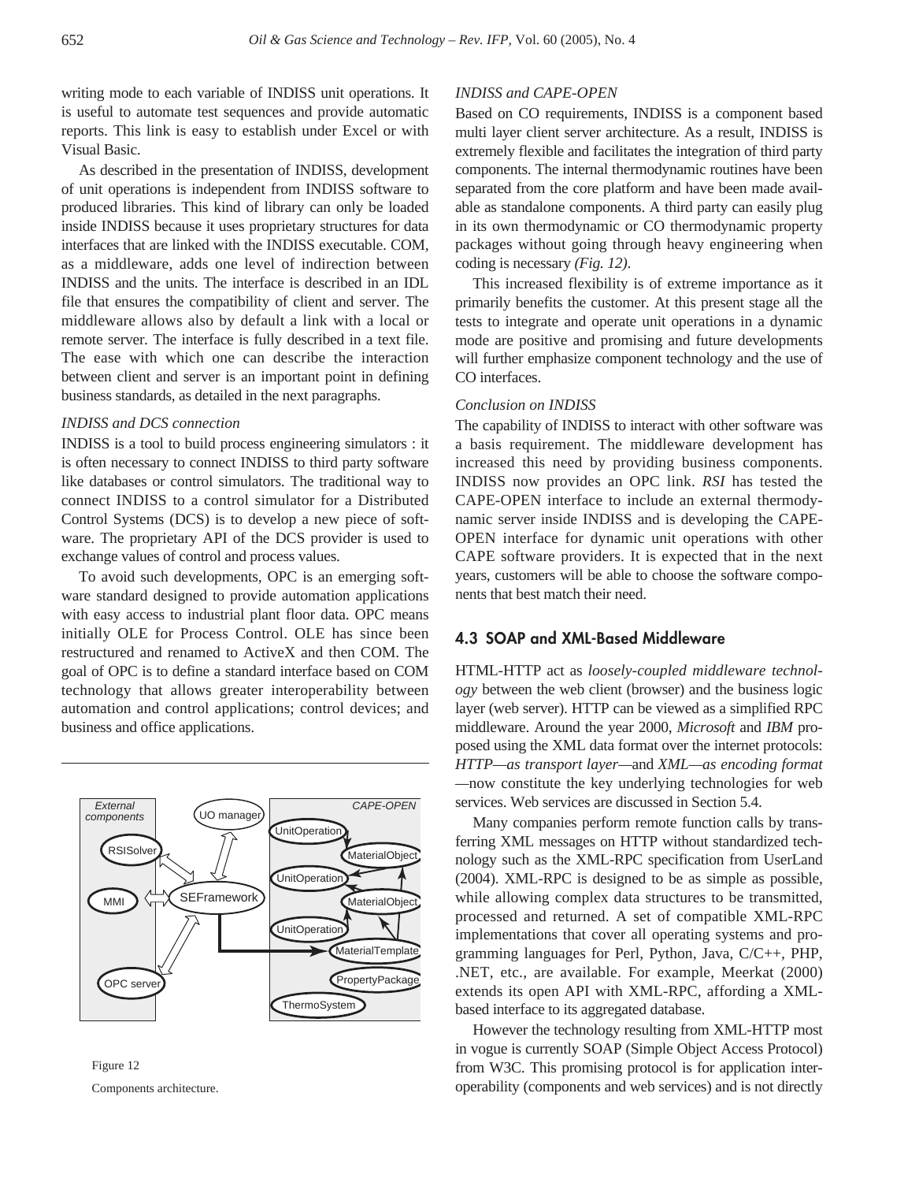writing mode to each variable of INDISS unit operations. It is useful to automate test sequences and provide automatic reports. This link is easy to establish under Excel or with Visual Basic.

As described in the presentation of INDISS, development of unit operations is independent from INDISS software to produced libraries. This kind of library can only be loaded inside INDISS because it uses proprietary structures for data interfaces that are linked with the INDISS executable. COM, as a middleware, adds one level of indirection between INDISS and the units. The interface is described in an IDL file that ensures the compatibility of client and server. The middleware allows also by default a link with a local or remote server. The interface is fully described in a text file. The ease with which one can describe the interaction between client and server is an important point in defining business standards, as detailed in the next paragraphs.

*INDISS and DCS connection*

INDISS is a tool to build process engineering simulators : it is often necessary to connect INDISS to third party software like databases or control simulators. The traditional way to connect INDISS to a control simulator for a Distributed Control Systems (DCS) is to develop a new piece of software. The proprietary API of the DCS provider is used to exchange values of control and process values.

To avoid such developments, OPC is an emerging software standard designed to provide automation applications with easy access to industrial plant floor data. OPC means initially OLE for Process Control. OLE has since been restructured and renamed to ActiveX and then COM. The goal of OPC is to define a standard interface based on COM technology that allows greater interoperability between automation and control applications; control devices; and business and office applications.

Figure 12

Components architecture.

*INDISS and CAPE-OPEN*

Based on CO requirements, INDISS is a component based multi layer client server architecture. As a result, INDISS is extremely flexible and facilitates the integration of third party components. The internal thermodynamic routines have been separated from the core platform and have been made available as standalone components. A third party can easily plug in its own thermodynamic or CO thermodynamic property packages without going through heavy engineering when coding is necessary *(Fig. 12)*.

This increased flexibility is of extreme importance as it primarily benefits the customer. At this present stage all the tests to integrate and operate unit operations in a dynamic mode are positive and promising and future developments will further emphasize component technology and the use of CO interfaces.

*Conclusion on INDISS*

The capability of INDISS to interact with other software was a basis requirement. The middleware development has increased this need by providing business components. INDISS now provides an OPC link. *RSI* has tested the CAPE-OPEN interface to include an external thermodynamic server inside INDISS and is developing the CAPE-OPEN interface for dynamic unit operations with other CAPE software providers. It is expected that in the next years, customers will be able to choose the software components that best match their need.

## 4.3 SOAP and XML-Based Middleware

HTML-HTTP act as *loosely-coupled middleware technology* between the web client (browser) and the business logic layer (web server). HTTP can be viewed as a simplified RPC middleware. Around the year 2000, *Microsoft* and *IBM* proposed using the XML data format over the internet protocols: *HTTP—as transport layer*—and *XML—as encoding format* —now constitute the key underlying technologies for web services. Web services are discussed in Section 5.4.

Many companies perform remote function calls by transferring XML messages on HTTP without standardized technology such as the XML-RPC specification from UserLand (2004). XML-RPC is designed to be as simple as possible, while allowing complex data structures to be transmitted, processed and returned. A set of compatible XML-RPC implementations that cover all operating systems and programming languages for Perl, Python, Java, C/C++, PHP, .NET, etc., are available. For example, Meerkat (2000) extends its open API with XML-RPC, affording a XML-based interface to its aggregated database.

However the technology resulting from XML-HTTP most in vogue is currently SOAP (Simple Object Access Protocol) from W3C. This promising protocol is for application interoperability (components and web services) and is not directly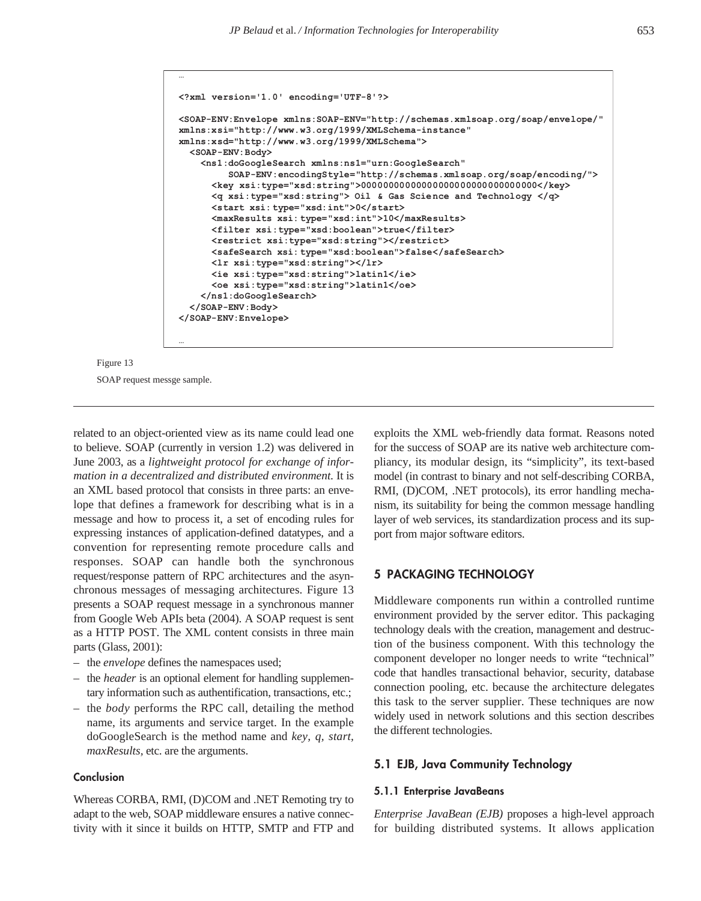```
…
<?xml version='1.0' encoding='UTF-8'?>

<SOAP-ENV:Envelope xmlns:SOAP-ENV="http://schemas.xmlsoap.org/soap/envelope/"
xmlns:xsi="http://www.w3.org/1999/XMLSchema-instance"
xmlns:xsd="http://www.w3.org/1999/XMLSchema">
  <SOAP-ENV:Body>
    <ns1:doGoogleSearch xmlns:ns1="urn:GoogleSearch"
        SOAP-ENV:encodingStyle="http://schemas.xmlsoap.org/soap/encoding/">
      <key xsi:type="xsd:string">00000000000000000000000000000000</key>
      <q xsi:type="xsd:string"> Oil & Gas Science and Technology </q>
      <start xsi:type="xsd:int">0</start>
      <maxResults xsi:type="xsd:int">10</maxResults>
      <filter xsi:type="xsd:boolean">true</filter>
      <restrict xsi:type="xsd:string"></restrict>
      <safeSearch xsi:type="xsd:boolean">false</safeSearch>
      <lr xsi:type="xsd:string"></lr>
      <ie xsi:type="xsd:string">latin1</ie>
      <oe xsi:type="xsd:string">latin1</oe>
    </ns1:doGoogleSearch>
  </SOAP-ENV:Body>
</SOAP-ENV:Envelope>

…
```

Figure 13

SOAP request messge sample.

related to an object-oriented view as its name could lead one to believe. SOAP (currently in version 1.2) was delivered in June 2003, as a *lightweight protocol for exchange of information in a decentralized and distributed environment.* It is an XML based protocol that consists in three parts: an envelope that defines a framework for describing what is in a message and how to process it, a set of encoding rules for expressing instances of application-defined datatypes, and a convention for representing remote procedure calls and responses. SOAP can handle both the synchronous request/response pattern of RPC architectures and the asynchronous messages of messaging architectures. Figure 13 presents a SOAP request message in a synchronous manner from Google Web APIs beta (2004). A SOAP request is sent as a HTTP POST. The XML content consists in three main parts (Glass, 2001):

- the *envelope* defines the namespaces used;
- the *header* is an optional element for handling supplementary information such as authentification, transactions, etc.;
- the *body* performs the RPC call, detailing the method name, its arguments and service target. In the example doGoogleSearch is the method name and *key*, *q*, *start*, *maxResults*, etc. are the arguments.

#### Conclusion

Whereas CORBA, RMI, (D)COM and .NET Remoting try to adapt to the web, SOAP middleware ensures a native connectivity with it since it builds on HTTP, SMTP and FTP and exploits the XML web-friendly data format. Reasons noted for the success of SOAP are its native web architecture compliancy, its modular design, its "simplicity", its text-based model (in contrast to binary and not self-describing CORBA, RMI, (D)COM, .NET protocols), its error handling mechanism, its suitability for being the common message handling layer of web services, its standardization process and its support from major software editors.

## 5 PACKAGING TECHNOLOGY

Middleware components run within a controlled runtime environment provided by the server editor. This packaging technology deals with the creation, management and destruction of the business component. With this technology the component developer no longer needs to write "technical" code that handles transactional behavior, security, database connection pooling, etc. because the architecture delegates this task to the server supplier. These techniques are now widely used in network solutions and this section describes the different technologies.

### 5.1 EJB, Java Community Technology

#### 5.1.1 Enterprise JavaBeans

*Enterprise JavaBean (EJB)* proposes a high-level approach for building distributed systems. It allows application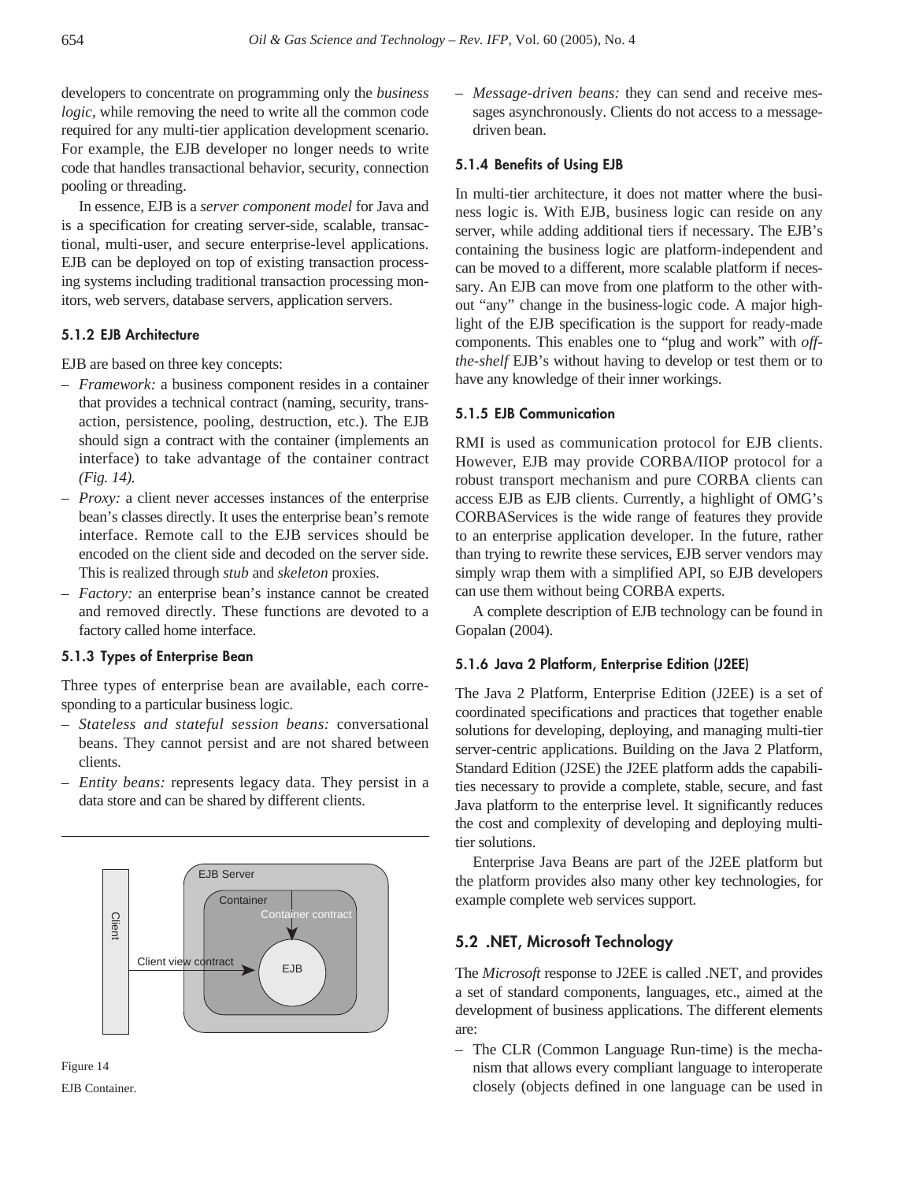developers to concentrate on programming only the *business logic*, while removing the need to write all the common code required for any multi-tier application development scenario. For example, the EJB developer no longer needs to write code that handles transactional behavior, security, connection pooling or threading.

In essence, EJB is a *server component model* for Java and is a specification for creating server-side, scalable, transactional, multi-user, and secure enterprise-level applications. EJB can be deployed on top of existing transaction processing systems including traditional transaction processing monitors, web servers, database servers, application servers.

#### 5.1.2 EJB Architecture

EJB are based on three key concepts:

- *Framework:* a business component resides in a container that provides a technical contract (naming, security, transaction, persistence, pooling, destruction, etc.). The EJB should sign a contract with the container (implements an interface) to take advantage of the container contract *(Fig. 14).*
- *Proxy:* a client never accesses instances of the enterprise bean's classes directly. It uses the enterprise bean's remote interface. Remote call to the EJB services should be encoded on the client side and decoded on the server side. This is realized through *stub* and *skeleton* proxies.
- *Factory:* an enterprise bean's instance cannot be created and removed directly. These functions are devoted to a factory called home interface.

#### 5.1.3 Types of Enterprise Bean

Three types of enterprise bean are available, each corresponding to a particular business logic.

- *Stateless and stateful session beans:* conversational beans. They cannot persist and are not shared between clients.
- *Entity beans:* represents legacy data. They persist in a data store and can be shared by different clients.
- *Message-driven beans:* they can send and receive messages asynchronously. Clients do not access to a message-driven bean.

Figure 14

EJB Container.

#### 5.1.4 Benefits of Using EJB

In multi-tier architecture, it does not matter where the business logic is. With EJB, business logic can reside on any server, while adding additional tiers if necessary. The EJB's containing the business logic are platform-independent and can be moved to a different, more scalable platform if necessary. An EJB can move from one platform to the other without "any" change in the business-logic code. A major highlight of the EJB specification is the support for ready-made components. This enables one to "plug and work" with *off-the-shelf* EJB's without having to develop or test them or to have any knowledge of their inner workings.

#### 5.1.5 EJB Communication

RMI is used as communication protocol for EJB clients. However, EJB may provide CORBA/IIOP protocol for a robust transport mechanism and pure CORBA clients can access EJB as EJB clients. Currently, a highlight of OMG's CORBAServices is the wide range of features they provide to an enterprise application developer. In the future, rather than trying to rewrite these services, EJB server vendors may simply wrap them with a simplified API, so EJB developers can use them without being CORBA experts.

A complete description of EJB technology can be found in Gopalan (2004).

#### 5.1.6 Java 2 Platform, Enterprise Edition (J2EE)

The Java 2 Platform, Enterprise Edition (J2EE) is a set of coordinated specifications and practices that together enable solutions for developing, deploying, and managing multi-tier server-centric applications. Building on the Java 2 Platform, Standard Edition (J2SE) the J2EE platform adds the capabilities necessary to provide a complete, stable, secure, and fast Java platform to the enterprise level. It significantly reduces the cost and complexity of developing and deploying multi-tier solutions.

Enterprise Java Beans are part of the J2EE platform but the platform provides also many other key technologies, for example complete web services support.

### 5.2 .NET, Microsoft Technology

The *Microsoft* response to J2EE is called .NET, and provides a set of standard components, languages, etc., aimed at the development of business applications. The different elements are:

- The CLR (Common Language Run-time) is the mechanism that allows every compliant language to interoperate closely (objects defined in one language can be used in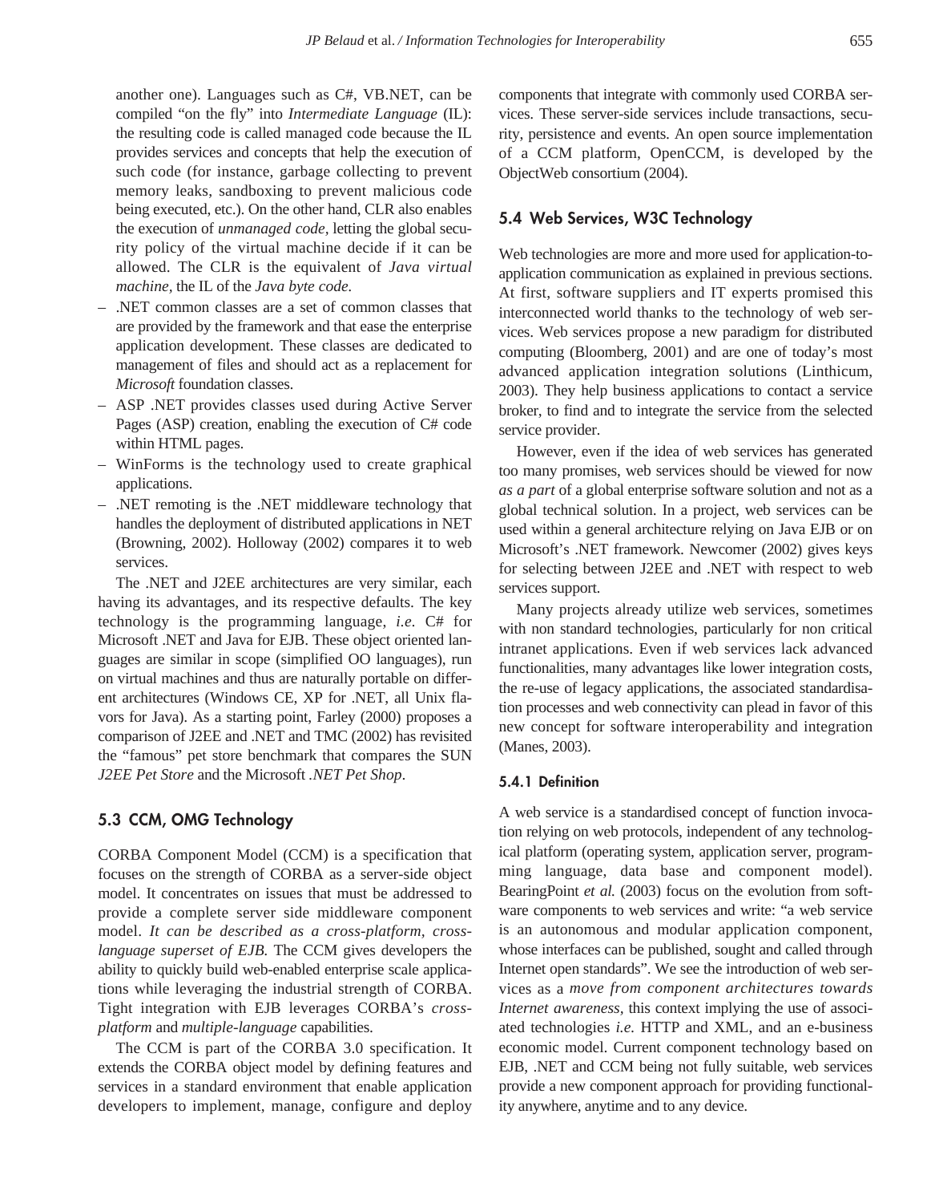another one). Languages such as C#, VB.NET, can be compiled "on the fly" into *Intermediate Language* (IL): the resulting code is called managed code because the IL provides services and concepts that help the execution of such code (for instance, garbage collecting to prevent memory leaks, sandboxing to prevent malicious code being executed, etc.). On the other hand, CLR also enables the execution of *unmanaged code*, letting the global security policy of the virtual machine decide if it can be allowed. The CLR is the equivalent of *Java virtual machine*, the IL of the *Java byte code*.

– .NET common classes are a set of common classes that are provided by the framework and that ease the enterprise application development. These classes are dedicated to management of files and should act as a replacement for *Microsoft* foundation classes.
– ASP .NET provides classes used during Active Server Pages (ASP) creation, enabling the execution of C# code within HTML pages.
– WinForms is the technology used to create graphical applications.
– .NET remoting is the .NET middleware technology that handles the deployment of distributed applications in NET (Browning, 2002). Holloway (2002) compares it to web services.

The .NET and J2EE architectures are very similar, each having its advantages, and its respective defaults. The key technology is the programming language, *i.e.* C# for Microsoft .NET and Java for EJB. These object oriented languages are similar in scope (simplified OO languages), run on virtual machines and thus are naturally portable on different architectures (Windows CE, XP for .NET, all Unix flavors for Java). As a starting point, Farley (2000) proposes a comparison of J2EE and .NET and TMC (2002) has revisited the "famous" pet store benchmark that compares the SUN *J2EE Pet Store* and the Microsoft *.NET Pet Shop*.

## 5.3 CCM, OMG Technology

CORBA Component Model (CCM) is a specification that focuses on the strength of CORBA as a server-side object model. It concentrates on issues that must be addressed to provide a complete server side middleware component model. *It can be described as a cross-platform, cross-language superset of EJB.* The CCM gives developers the ability to quickly build web-enabled enterprise scale applications while leveraging the industrial strength of CORBA. Tight integration with EJB leverages CORBA's *cross-platform* and *multiple-language* capabilities.

The CCM is part of the CORBA 3.0 specification. It extends the CORBA object model by defining features and services in a standard environment that enable application developers to implement, manage, configure and deploy components that integrate with commonly used CORBA services. These server-side services include transactions, security, persistence and events. An open source implementation of a CCM platform, OpenCCM, is developed by the ObjectWeb consortium (2004).

## 5.4 Web Services, W3C Technology

Web technologies are more and more used for application-to-application communication as explained in previous sections. At first, software suppliers and IT experts promised this interconnected world thanks to the technology of web services. Web services propose a new paradigm for distributed computing (Bloomberg, 2001) and are one of today's most advanced application integration solutions (Linthicum, 2003). They help business applications to contact a service broker, to find and to integrate the service from the selected service provider.

However, even if the idea of web services has generated too many promises, web services should be viewed for now *as a part* of a global enterprise software solution and not as a global technical solution. In a project, web services can be used within a general architecture relying on Java EJB or on Microsoft's .NET framework. Newcomer (2002) gives keys for selecting between J2EE and .NET with respect to web services support.

Many projects already utilize web services, sometimes with non standard technologies, particularly for non critical intranet applications. Even if web services lack advanced functionalities, many advantages like lower integration costs, the re-use of legacy applications, the associated standardisation processes and web connectivity can plead in favor of this new concept for software interoperability and integration (Manes, 2003).

### 5.4.1 Definition

A web service is a standardised concept of function invocation relying on web protocols, independent of any technological platform (operating system, application server, programming language, data base and component model). BearingPoint *et al.* (2003) focus on the evolution from software components to web services and write: "a web service is an autonomous and modular application component, whose interfaces can be published, sought and called through Internet open standards". We see the introduction of web services as a *move from component architectures towards Internet awareness*, this context implying the use of associated technologies *i.e.* HTTP and XML, and an e-business economic model. Current component technology based on EJB, .NET and CCM being not fully suitable, web services provide a new component approach for providing functionality anywhere, anytime and to any device.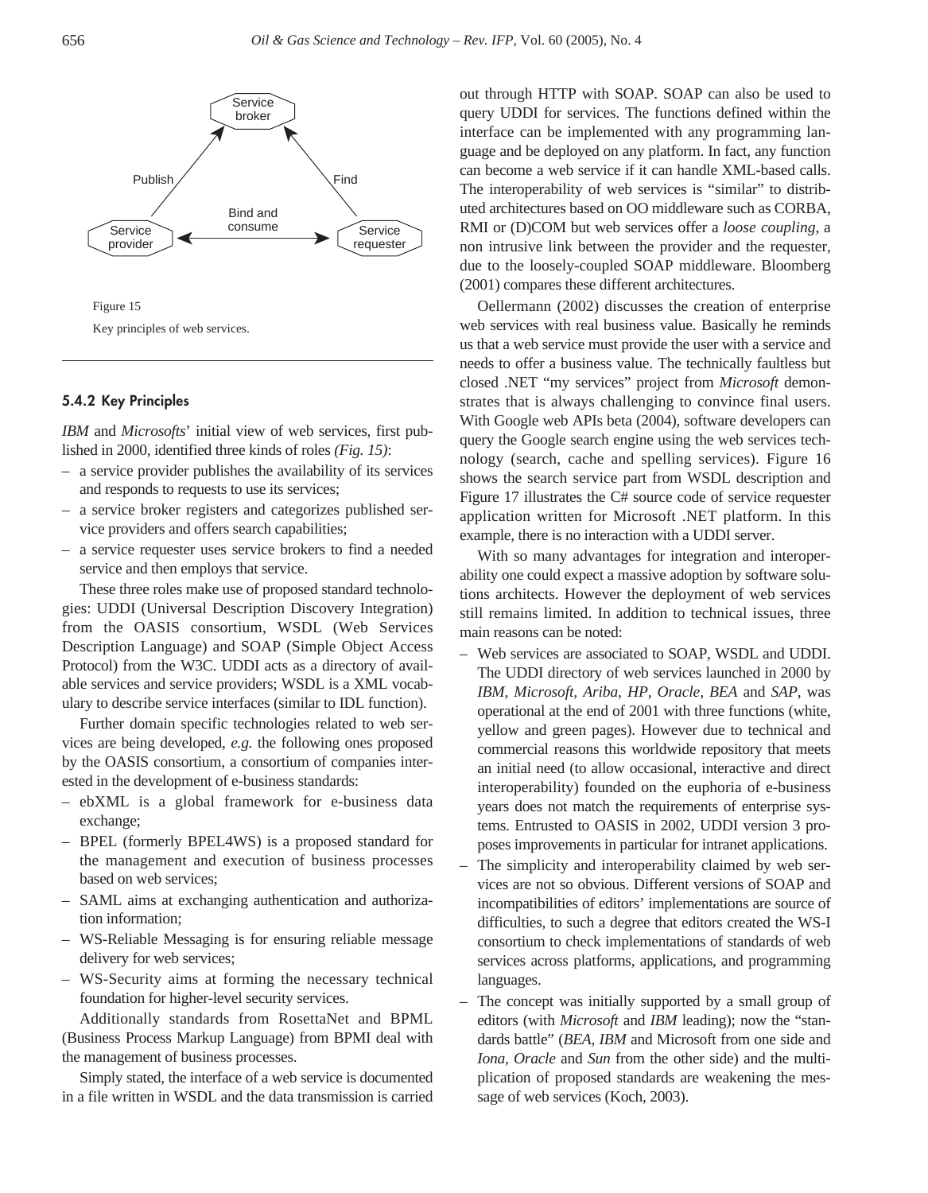Figure 15

Key principles of web services.

#### 5.4.2 Key Principles

*IBM* and *Microsofts*' initial view of web services, first published in 2000, identified three kinds of roles *(Fig. 15)*:

- a service provider publishes the availability of its services and responds to requests to use its services;
- a service broker registers and categorizes published service providers and offers search capabilities;
- a service requester uses service brokers to find a needed service and then employs that service.

These three roles make use of proposed standard technologies: UDDI (Universal Description Discovery Integration) from the OASIS consortium, WSDL (Web Services Description Language) and SOAP (Simple Object Access Protocol) from the W3C. UDDI acts as a directory of available services and service providers; WSDL is a XML vocabulary to describe service interfaces (similar to IDL function).

Further domain specific technologies related to web services are being developed, *e.g.* the following ones proposed by the OASIS consortium, a consortium of companies interested in the development of e-business standards:

- ebXML is a global framework for e-business data exchange;
- BPEL (formerly BPEL4WS) is a proposed standard for the management and execution of business processes based on web services;
- SAML aims at exchanging authentication and authorization information;
- WS-Reliable Messaging is for ensuring reliable message delivery for web services;
- WS-Security aims at forming the necessary technical foundation for higher-level security services.

Additionally standards from RosettaNet and BPML (Business Process Markup Language) from BPMI deal with the management of business processes.

Simply stated, the interface of a web service is documented in a file written in WSDL and the data transmission is carried out through HTTP with SOAP. SOAP can also be used to query UDDI for services. The functions defined within the interface can be implemented with any programming language and be deployed on any platform. In fact, any function can become a web service if it can handle XML-based calls. The interoperability of web services is "similar" to distributed architectures based on OO middleware such as CORBA, RMI or (D)COM but web services offer a *loose coupling*, a non intrusive link between the provider and the requester, due to the loosely-coupled SOAP middleware. Bloomberg (2001) compares these different architectures.

Oellermann (2002) discusses the creation of enterprise web services with real business value. Basically he reminds us that a web service must provide the user with a service and needs to offer a business value. The technically faultless but closed .NET "my services" project from *Microsoft* demonstrates that is always challenging to convince final users. With Google web APIs beta (2004), software developers can query the Google search engine using the web services technology (search, cache and spelling services). Figure 16 shows the search service part from WSDL description and Figure 17 illustrates the C# source code of service requester application written for Microsoft .NET platform. In this example, there is no interaction with a UDDI server.

With so many advantages for integration and interoperability one could expect a massive adoption by software solutions architects. However the deployment of web services still remains limited. In addition to technical issues, three main reasons can be noted:

- Web services are associated to SOAP, WSDL and UDDI. The UDDI directory of web services launched in 2000 by *IBM, Microsoft, Ariba, HP, Oracle, BEA* and *SAP*, was operational at the end of 2001 with three functions (white, yellow and green pages). However due to technical and commercial reasons this worldwide repository that meets an initial need (to allow occasional, interactive and direct interoperability) founded on the euphoria of e-business years does not match the requirements of enterprise systems. Entrusted to OASIS in 2002, UDDI version 3 proposes improvements in particular for intranet applications.
- The simplicity and interoperability claimed by web services are not so obvious. Different versions of SOAP and incompatibilities of editors' implementations are source of difficulties, to such a degree that editors created the WS-I consortium to check implementations of standards of web services across platforms, applications, and programming languages.
- The concept was initially supported by a small group of editors (with *Microsoft* and *IBM* leading); now the "standards battle" (*BEA*, *IBM* and Microsoft from one side and *Iona*, *Oracle* and *Sun* from the other side) and the multiplication of proposed standards are weakening the message of web services (Koch, 2003).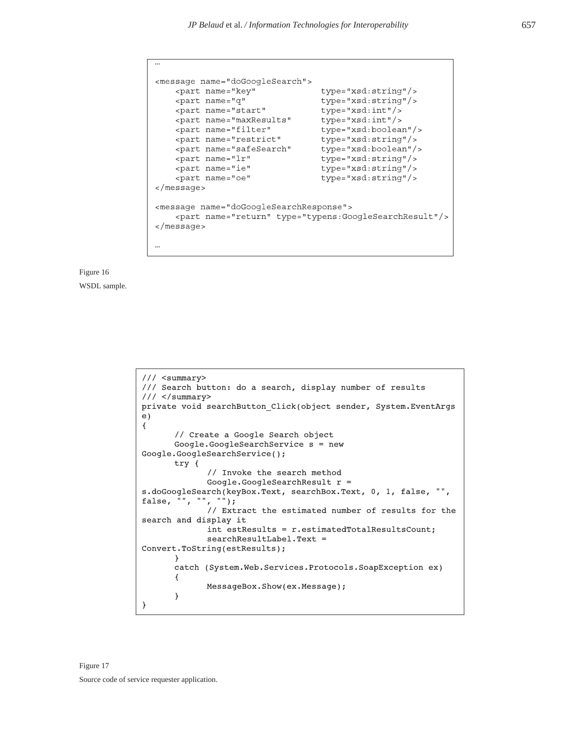```
…

<message name="doGoogleSearch">
    <part name="key"            type="xsd:string"/>
    <part name="q"              type="xsd:string"/>
    <part name="start"          type="xsd:int"/>
    <part name="maxResults"     type="xsd:int"/>
    <part name="filter"         type="xsd:boolean"/>
    <part name="restrict"       type="xsd:string"/>
    <part name="safeSearch"     type="xsd:boolean"/>
    <part name="lr"             type="xsd:string"/>
    <part name="ie"             type="xsd:string"/>
    <part name="oe"             type="xsd:string"/>
</message>

<message name="doGoogleSearchResponse">
    <part name="return" type="typens:GoogleSearchResult"/>
</message>

…
```

Figure 16

WSDL sample.

```
/// <summary>
/// Search button: do a search, display number of results
/// </summary>
private void searchButton_Click(object sender, System.EventArgs
e)
{
      // Create a Google Search object
      Google.GoogleSearchService s = new
Google.GoogleSearchService();
      try {
            // Invoke the search method
            Google.GoogleSearchResult r =
s.doGoogleSearch(keyBox.Text, searchBox.Text, 0, 1, false, "",
false, "", "", "");
            // Extract the estimated number of results for the
search and display it
            int estResults = r.estimatedTotalResultsCount;
            searchResultLabel.Text =
Convert.ToString(estResults);
      }
      catch (System.Web.Services.Protocols.SoapException ex)
      {
            MessageBox.Show(ex.Message);
      }
}
```

Figure 17

Source code of service requester application.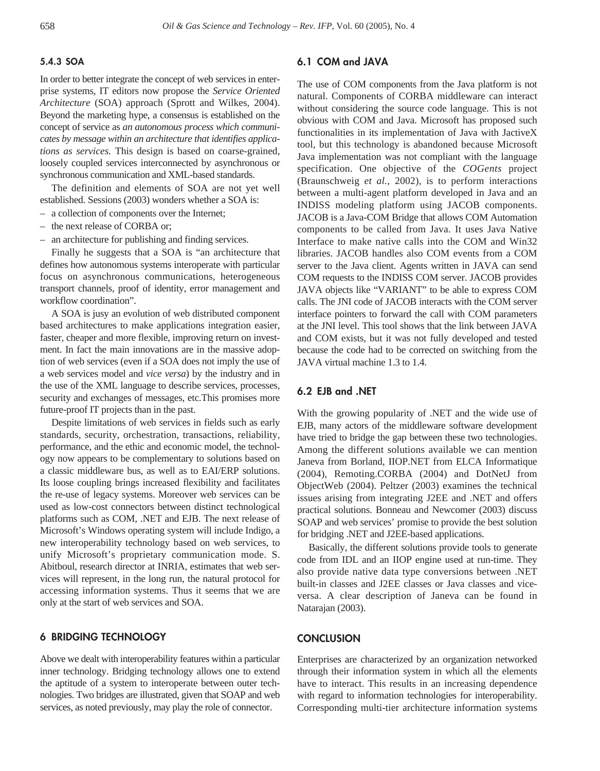#### 5.4.3 SOA

In order to better integrate the concept of web services in enterprise systems, IT editors now propose the *Service Oriented Architecture* (SOA) approach (Sprott and Wilkes, 2004). Beyond the marketing hype, a consensus is established on the concept of service as *an autonomous process which communicates by message within an architecture that identifies applications as services.* This design is based on coarse-grained, loosely coupled services interconnected by asynchronous or synchronous communication and XML-based standards.

The definition and elements of SOA are not yet well established. Sessions (2003) wonders whether a SOA is:

- a collection of components over the Internet;
- the next release of CORBA or;
- an architecture for publishing and finding services.

Finally he suggests that a SOA is "an architecture that defines how autonomous systems interoperate with particular focus on asynchronous communications, heterogeneous transport channels, proof of identity, error management and workflow coordination".

A SOA is jusy an evolution of web distributed component based architectures to make applications integration easier, faster, cheaper and more flexible, improving return on investment. In fact the main innovations are in the massive adoption of web services (even if a SOA does not imply the use of a web services model and *vice versa*) by the industry and in the use of the XML language to describe services, processes, security and exchanges of messages, etc.This promises more future-proof IT projects than in the past.

Despite limitations of web services in fields such as early standards, security, orchestration, transactions, reliability, performance, and the ethic and economic model, the technology now appears to be complementary to solutions based on a classic middleware bus, as well as to EAI/ERP solutions. Its loose coupling brings increased flexibility and facilitates the re-use of legacy systems. Moreover web services can be used as low-cost connectors between distinct technological platforms such as COM, .NET and EJB. The next release of Microsoft's Windows operating system will include Indigo, a new interoperability technology based on web services, to unify Microsoft's proprietary communication mode. S. Abitboul, research director at INRIA, estimates that web services will represent, in the long run, the natural protocol for accessing information systems. Thus it seems that we are only at the start of web services and SOA.

## 6 BRIDGING TECHNOLOGY

Above we dealt with interoperability features within a particular inner technology. Bridging technology allows one to extend the aptitude of a system to interoperate between outer technologies. Two bridges are illustrated, given that SOAP and web services, as noted previously, may play the role of connector.

### 6.1 COM and JAVA

The use of COM components from the Java platform is not natural. Components of CORBA middleware can interact without considering the source code language. This is not obvious with COM and Java. Microsoft has proposed such functionalities in its implementation of Java with JactiveX tool, but this technology is abandoned because Microsoft Java implementation was not compliant with the language specification. One objective of the *COGents* project (Braunschweig *et al.,* 2002), is to perform interactions between a multi-agent platform developed in Java and an INDISS modeling platform using JACOB components. JACOB is a Java-COM Bridge that allows COM Automation components to be called from Java. It uses Java Native Interface to make native calls into the COM and Win32 libraries. JACOB handles also COM events from a COM server to the Java client. Agents written in JAVA can send COM requests to the INDISS COM server. JACOB provides JAVA objects like "VARIANT" to be able to express COM calls. The JNI code of JACOB interacts with the COM server interface pointers to forward the call with COM parameters at the JNI level. This tool shows that the link between JAVA and COM exists, but it was not fully developed and tested because the code had to be corrected on switching from the JAVA virtual machine 1.3 to 1.4.

### 6.2 EJB and .NET

With the growing popularity of .NET and the wide use of EJB, many actors of the middleware software development have tried to bridge the gap between these two technologies. Among the different solutions available we can mention Janeva from Borland, IIOP.NET from ELCA Informatique (2004), Remoting.CORBA (2004) and DotNetJ from ObjectWeb (2004). Peltzer (2003) examines the technical issues arising from integrating J2EE and .NET and offers practical solutions. Bonneau and Newcomer (2003) discuss SOAP and web services' promise to provide the best solution for bridging .NET and J2EE-based applications.

Basically, the different solutions provide tools to generate code from IDL and an IIOP engine used at run-time. They also provide native data type conversions between .NET built-in classes and J2EE classes or Java classes and vice-versa. A clear description of Janeva can be found in Natarajan (2003).

## CONCLUSION

Enterprises are characterized by an organization networked through their information system in which all the elements have to interact. This results in an increasing dependence with regard to information technologies for interoperability. Corresponding multi-tier architecture information systems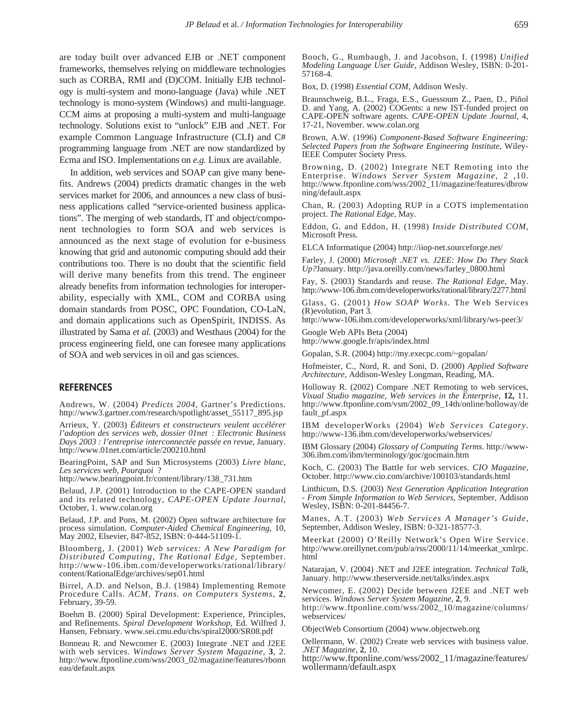are today built over advanced EJB or .NET component frameworks, themselves relying on middleware technologies such as CORBA, RMI and (D)COM. Initially EJB technology is multi-system and mono-language (Java) while .NET technology is mono-system (Windows) and multi-language. CCM aims at proposing a multi-system and multi-language technology. Solutions exist to "unlock" EJB and .NET. For example Common Language Infrastructure (CLI) and C# programming language from .NET are now standardized by Ecma and ISO. Implementations on *e.g.* Linux are available.

In addition, web services and SOAP can give many benefits. Andrews (2004) predicts dramatic changes in the web services market for 2006, and announces a new class of business applications called "service-oriented business applications". The merging of web standards, IT and object/component technologies to form SOA and web services is announced as the next stage of evolution for e-business knowing that grid and autonomic computing should add their contributions too. There is no doubt that the scientific field will derive many benefits from this trend. The engineer already benefits from information technologies for interoperability, especially with XML, COM and CORBA using domain standards from POSC, OPC Foundation, CO-LaN, and domain applications such as OpenSpirit, INDISS. As illustrated by Sama *et al.* (2003) and Westhaus (2004) for the process engineering field, one can foresee many applications of SOA and web services in oil and gas sciences.

## REFERENCES

Andrews, W. (2004) *Predicts 2004*, Gartner's Predictions. http://www3.gartner.com/research/spotlight/asset_55117_895.jsp

Arrieux, Y. (2003) *Éditeurs et constructeurs veulent accélérer l'adoption des services web, dossier 01net : Electronic Business Days 2003 : l'entreprise interconnectée passée en revue*, January. http://www.01net.com/article/200210.html

BearingPoint, SAP and Sun Microsystems (2003) *Livre blanc, Les services web, Pourquoi ?* http://www.bearingpoint.fr/content/library/138_731.htm

Belaud, J.P. (2001) Introduction to the CAPE-OPEN standard and its related technology, *CAPE-OPEN Update Journal*, October, 1. www.colan.org

Belaud, J.P. and Pons, M. (2002) Open software architecture for process simulation. *Computer-Aided Chemical Engineering*, 10, May 2002, Elsevier, 847-852, ISBN: 0-444-51109-1.

Bloomberg, J. (2001) *Web services: A New Paradigm for Distributed Computing, The Rational Edge*, September. http://www-106.ibm.com/developerworks/rational/library/content/RationalEdge/archives/sep01.html

Birrel, A.D. and Nelson, B.J. (1984) Implementing Remote Procedure Calls. *ACM, Trans. on Computers Systems*, **2**, February, 39-59.

Boehm B. (2000) Spiral Development: Experience, Principles, and Refinements. *Spiral Development Workshop*, Ed. Wilfred J. Hansen, February. www.sei.cmu.edu/cbs/spiral2000/SR08.pdf

Bonneau R. and Newcomer E. (2003) Integrate .NET and J2EE with web services. *Windows Server System Magazine*, **3**, 2. http://www.ftponline.com/wss/2003_02/magazine/features/rbonneau/default.aspx

Booch, G., Rumbaugh, J. and Jacobson, I. (1998) *Unified Modeling Language User Guide*, Addison Wesley, ISBN: 0-201-57168-4.

Box, D. (1998) *Essential COM*, Addison Wesly.

Braunschweig, B.L., Fraga, E.S., Guessoum Z., Paen, D., Piñol D. and Yang, A. (2002) COGents: a new IST-funded project on CAPE-OPEN software agents. *CAPE-OPEN Update Journal*, 4, 17-21, November. www.colan.org

Brown, A.W. (1996) *Component-Based Software Engineering: Selected Papers from the Software Engineering Institute*, Wiley-IEEE Computer Society Press.

Browning, D. (2002) Integrate NET Remoting into the Enterprise. *Windows Server System Magazine*, 2 ,10. http://www.ftponline.com/wss/2002_11/magazine/features/dbrowning/default.aspx

Chan, R. (2003) Adopting RUP in a COTS implementation project. *The Rational Edge*, May.

Eddon, G. and Eddon, H. (1998) *Inside Distributed COM*, Microsoft Press.

ELCA Informatique (2004) http://iiop-net.sourceforge.net/

Farley, J. (2000) *Microsoft .NET vs. J2EE: How Do They Stack Up?*January. http://java.oreilly.com/news/farley_0800.html

Fay, S. (2003) Standards and reuse. *The Rational Edge*, May. http://www-106.ibm.com/developerworks/rational/library/2277.html

Glass, G. (2001) *How SOAP Works*. The Web Services (R)evolution, Part 3. http://www-106.ibm.com/developerworks/xml/library/ws-peer3/

Google Web APIs Beta (2004) http://www.google.fr/apis/index.html

Gopalan, S.R. (2004) http://my.execpc.com/~gopalan/

Hofmeister, C., Nord, R. and Soni, D. (2000) *Applied Software Architecture*, Addison-Wesley Longman, Reading, MA.

Holloway R. (2002) Compare .NET Remoting to web services, *Visual Studio magazine, Web services in the Enterprise*, **12,** 11. http://www.ftponline.com/vsm/2002_09_14th/online/holloway/default_pf.aspx

IBM developerWorks (2004) *Web Services Category*. http://www-136.ibm.com/developerworks/webservices/

IBM Glossary (2004) *Glossary of Computing Terms*. http://www-306.ibm.com/ibm/terminology/goc/gocmain.htm

Koch, C. (2003) The Battle for web services. *CIO Magazine*, October. http://www.cio.com/archive/100103/standards.html

Linthicum, D.S. (2003) *Next Generation Application Integration - From Simple Information to Web Services*, September, Addison Wesley, ISBN: 0-201-84456-7.

Manes, A.T. (2003) *Web Services A Manager's Guide*, September, Addison Wesley, ISBN: 0-321-18577-3.

Meerkat (2000) O'Reilly Network's Open Wire Service. http://www.oreillynet.com/pub/a/rss/2000/11/14/meerkat_xmlrpc.html

Natarajan, V. (2004) .NET and J2EE integration. *Technical Talk*, January. http://www.theserverside.net/talks/index.aspx

Newcomer, E. (2002) Decide between J2EE and .NET web services. *Windows Server System Magazine*, **2**, 9. http://www.ftponline.com/wss/2002_10/magazine/columns/webservices/

ObjectWeb Consortium (2004) www.objectweb.org

Oellermann, W. (2002) Create web services with business value. *.NET Magazine*, **2**, 10. http://www.ftponline.com/wss/2002_11/magazine/features/wollermann/default.aspx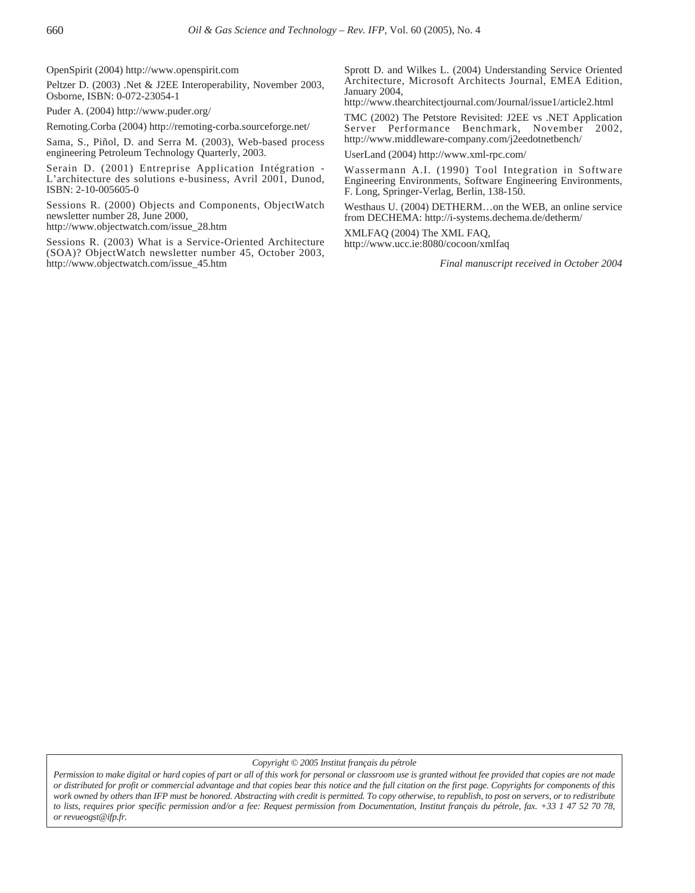OpenSpirit (2004) http://www.openspirit.com

Peltzer D. (2003) .Net & J2EE Interoperability, November 2003, Osborne, ISBN: 0-072-23054-1

Puder A. (2004) http://www.puder.org/

Remoting.Corba (2004) http://remoting-corba.sourceforge.net/

Sama, S., Piñol, D. and Serra M. (2003), Web-based process engineering Petroleum Technology Quarterly, 2003.

Serain D. (2001) Entreprise Application Intégration - L'architecture des solutions e-business, Avril 2001, Dunod, ISBN: 2-10-005605-0

Sessions R. (2000) Objects and Components, ObjectWatch newsletter number 28, June 2000, http://www.objectwatch.com/issue_28.htm

Sessions R. (2003) What is a Service-Oriented Architecture (SOA)? ObjectWatch newsletter number 45, October 2003, http://www.objectwatch.com/issue_45.htm

Sprott D. and Wilkes L. (2004) Understanding Service Oriented Architecture, Microsoft Architects Journal, EMEA Edition, January 2004, http://www.thearchitectjournal.com/Journal/issue1/article2.html

TMC (2002) The Petstore Revisited: J2EE vs .NET Application Server Performance Benchmark, November 2002, http://www.middleware-company.com/j2eedotnetbench/

UserLand (2004) http://www.xml-rpc.com/

Wassermann A.I. (1990) Tool Integration in Software Engineering Environments, Software Engineering Environments, F. Long, Springer-Verlag, Berlin, 138-150.

Westhaus U. (2004) DETHERM…on the WEB, an online service from DECHEMA: http://i-systems.dechema.de/detherm/

XMLFAQ (2004) The XML FAQ, http://www.ucc.ie:8080/cocoon/xmlfaq

*Final manuscript received in October 2004*

*Copyright © 2005 Institut français du pétrole*

*Permission to make digital or hard copies of part or all of this work for personal or classroom use is granted without fee provided that copies are not made or distributed for profit or commercial advantage and that copies bear this notice and the full citation on the first page. Copyrights for components of this work owned by others than IFP must be honored. Abstracting with credit is permitted. To copy otherwise, to republish, to post on servers, or to redistribute to lists, requires prior specific permission and/or a fee: Request permission from Documentation, Institut français du pétrole, fax. +33 1 47 52 70 78, or revueogst@ifp.fr.*